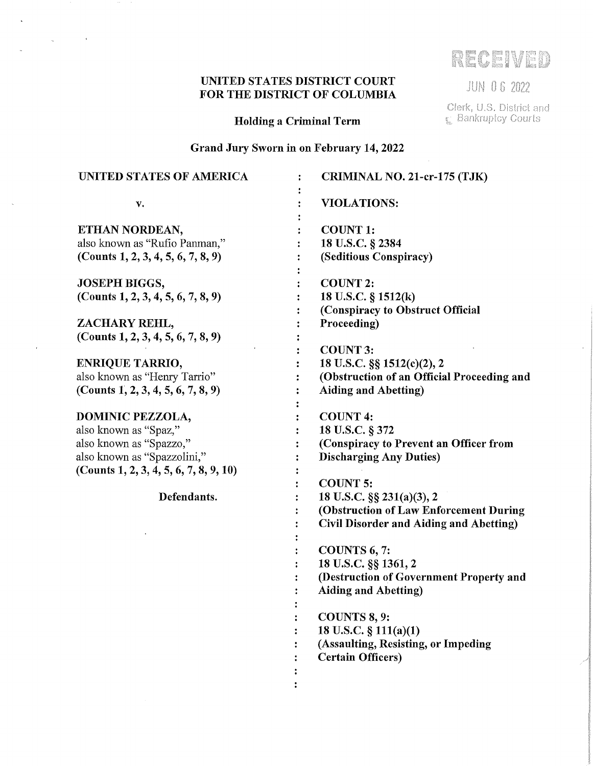RECEIVED

JUN 06 2022

Clerk, U.S. District and Bankruptcy Courts

**UNITED STATES DISTRICT COURT FOR THE DISTRICT OF COLUMBIA**

**Holding a Criminal Term**

**Grand Jury Sworn in on February 14, 2022**

**UNITED STATES OF AMERICA**

v.

**ETHAN NORDEAN,**
also known as "Rufio Panman,"
**(Counts 1, 2, 3, 4, 5, 6, 7, 8, 9)**

**JOSEPH BIGGS,**
**(Counts 1, 2, 3, 4, 5, 6, 7, 8, 9)**

**ZACHARY REHL,**
**(Counts 1, 2, 3, 4, 5, 6, 7, 8, 9)**

**ENRIQUE TARRIO,**
also known as "Henry Tarrio"
**(Counts 1, 2, 3, 4, 5, 6, 7, 8, 9)**

**DOMINIC PEZZOLA,**
also known as "Spaz,"
also known as "Spazzo,"
also known as "Spazzolini,"
**(Counts 1, 2, 3, 4, 5, 6, 7, 8, 9, 10)**

**Defendants.**

**CRIMINAL NO. 21-cr-175 (TJK)**

**VIOLATIONS:**

**COUNT 1:**
**18 U.S.C. § 2384**
**(Seditious Conspiracy)**

**COUNT 2:**
**18 U.S.C. § 1512(k)**
**(Conspiracy to Obstruct Official Proceeding)**

**COUNT 3:**
**18 U.S.C. §§ 1512(c)(2), 2**
**(Obstruction of an Official Proceeding and Aiding and Abetting)**

**COUNT 4:**
**18 U.S.C. § 372**
**(Conspiracy to Prevent an Officer from Discharging Any Duties)**

**COUNT 5:**
**18 U.S.C. §§ 231(a)(3), 2**
**(Obstruction of Law Enforcement During Civil Disorder and Aiding and Abetting)**

**COUNTS 6, 7:**
**18 U.S.C. §§ 1361, 2**
**(Destruction of Government Property and Aiding and Abetting)**

**COUNTS 8, 9:**
**18 U.S.C. § 111(a)(1)**
**(Assaulting, Resisting, or Impeding Certain Officers)**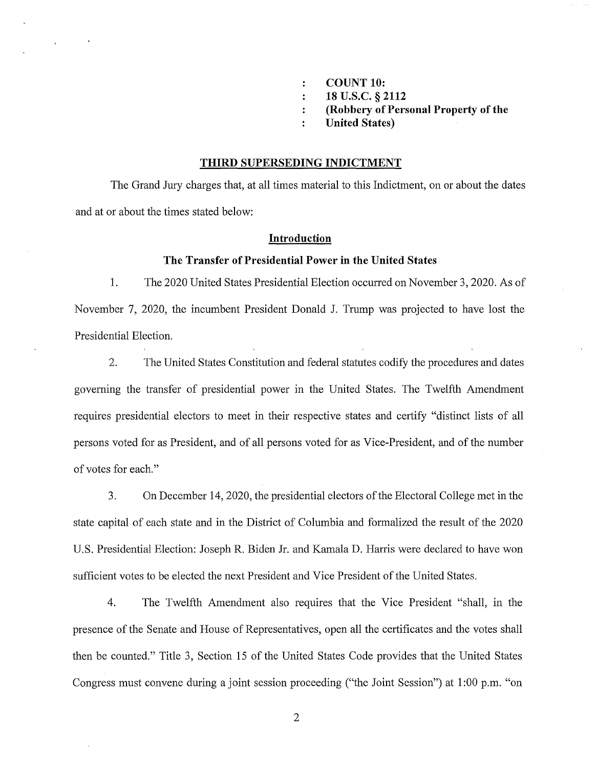: **COUNT 10:**
: **18 U.S.C. § 2112**
: **(Robbery of Personal Property of the**
: **United States)**

## THIRD SUPERSEDING INDICTMENT

The Grand Jury charges that, at all times material to this Indictment, on or about the dates and at or about the times stated below:

### Introduction

### The Transfer of Presidential Power in the United States

1. The 2020 United States Presidential Election occurred on November 3, 2020. As of November 7, 2020, the incumbent President Donald J. Trump was projected to have lost the Presidential Election.

2. The United States Constitution and federal statutes codify the procedures and dates governing the transfer of presidential power in the United States. The Twelfth Amendment requires presidential electors to meet in their respective states and certify "distinct lists of all persons voted for as President, and of all persons voted for as Vice-President, and of the number of votes for each."

3. On December 14, 2020, the presidential electors of the Electoral College met in the state capital of each state and in the District of Columbia and formalized the result of the 2020 U.S. Presidential Election: Joseph R. Biden Jr. and Kamala D. Harris were declared to have won sufficient votes to be elected the next President and Vice President of the United States.

4. The Twelfth Amendment also requires that the Vice President "shall, in the presence of the Senate and House of Representatives, open all the certificates and the votes shall then be counted." Title 3, Section 15 of the United States Code provides that the United States Congress must convene during a joint session proceeding ("the Joint Session") at 1:00 p.m. "on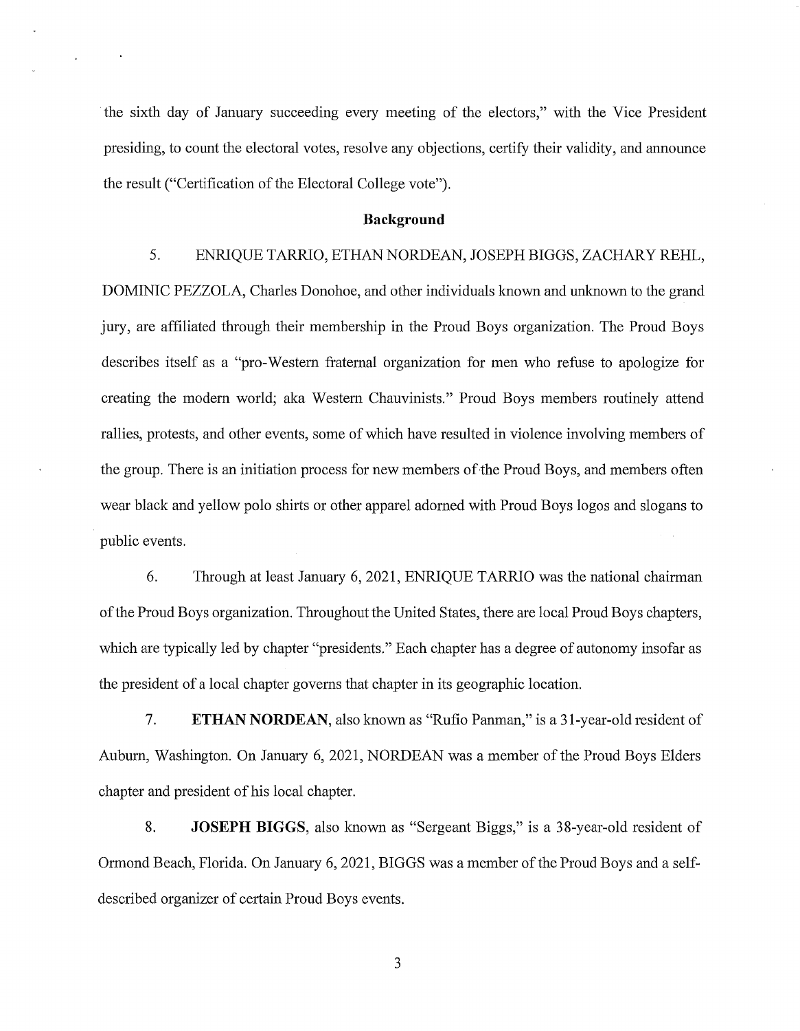the sixth day of January succeeding every meeting of the electors," with the Vice President presiding, to count the electoral votes, resolve any objections, certify their validity, and announce the result ("Certification of the Electoral College vote").

## Background

5. ENRIQUE TARRIO, ETHAN NORDEAN, JOSEPH BIGGS, ZACHARY REHL, DOMINIC PEZZOLA, Charles Donohoe, and other individuals known and unknown to the grand jury, are affiliated through their membership in the Proud Boys organization. The Proud Boys describes itself as a "pro-Western fraternal organization for men who refuse to apologize for creating the modern world; aka Western Chauvinists." Proud Boys members routinely attend rallies, protests, and other events, some of which have resulted in violence involving members of the group. There is an initiation process for new members of the Proud Boys, and members often wear black and yellow polo shirts or other apparel adorned with Proud Boys logos and slogans to public events.

6. Through at least January 6, 2021, ENRIQUE TARRIO was the national chairman of the Proud Boys organization. Throughout the United States, there are local Proud Boys chapters, which are typically led by chapter "presidents." Each chapter has a degree of autonomy insofar as the president of a local chapter governs that chapter in its geographic location.

7. **ETHAN NORDEAN**, also known as "Rufio Panman," is a 31-year-old resident of Auburn, Washington. On January 6, 2021, NORDEAN was a member of the Proud Boys Elders chapter and president of his local chapter.

8. **JOSEPH BIGGS**, also known as "Sergeant Biggs," is a 38-year-old resident of Ormond Beach, Florida. On January 6, 2021, BIGGS was a member of the Proud Boys and a self-described organizer of certain Proud Boys events.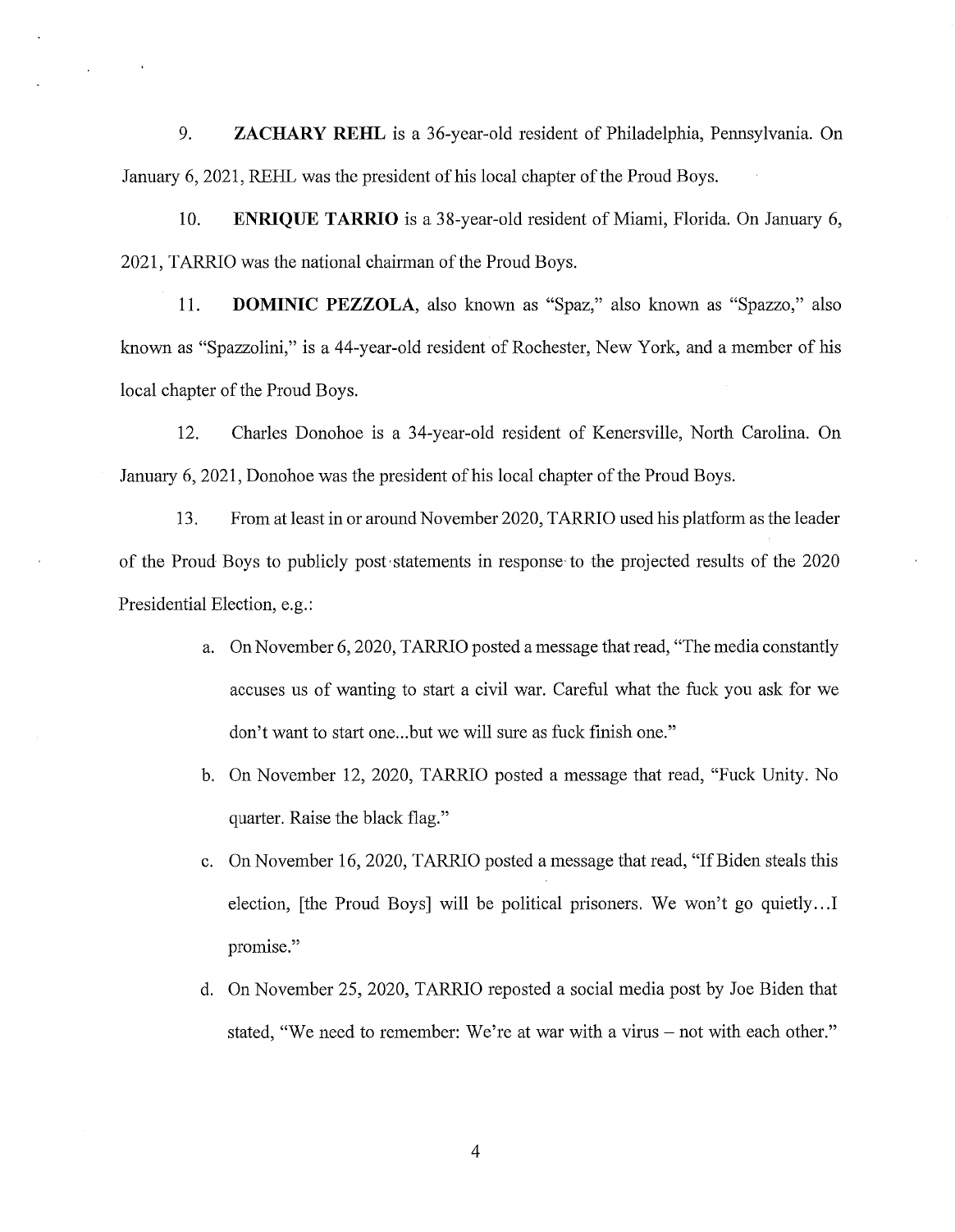9. **ZACHARY REHL** is a 36-year-old resident of Philadelphia, Pennsylvania. On January 6, 2021, REHL was the president of his local chapter of the Proud Boys.

10. **ENRIQUE TARRIO** is a 38-year-old resident of Miami, Florida. On January 6, 2021, TARRIO was the national chairman of the Proud Boys.

11. **DOMINIC PEZZOLA**, also known as "Spaz," also known as "Spazzo," also known as "Spazzolini," is a 44-year-old resident of Rochester, New York, and a member of his local chapter of the Proud Boys.

12. Charles Donohoe is a 34-year-old resident of Kenersville, North Carolina. On January 6, 2021, Donohoe was the president of his local chapter of the Proud Boys.

13. From at least in or around November 2020, TARRIO used his platform as the leader of the Proud Boys to publicly post statements in response to the projected results of the 2020 Presidential Election, e.g.:

   a. On November 6, 2020, TARRIO posted a message that read, "The media constantly accuses us of wanting to start a civil war. Careful what the fuck you ask for we don't want to start one...but we will sure as fuck finish one."

   b. On November 12, 2020, TARRIO posted a message that read, "Fuck Unity. No quarter. Raise the black flag."

   c. On November 16, 2020, TARRIO posted a message that read, "If Biden steals this election, [the Proud Boys] will be political prisoners. We won't go quietly...I promise."

   d. On November 25, 2020, TARRIO reposted a social media post by Joe Biden that stated, "We need to remember: We're at war with a virus – not with each other."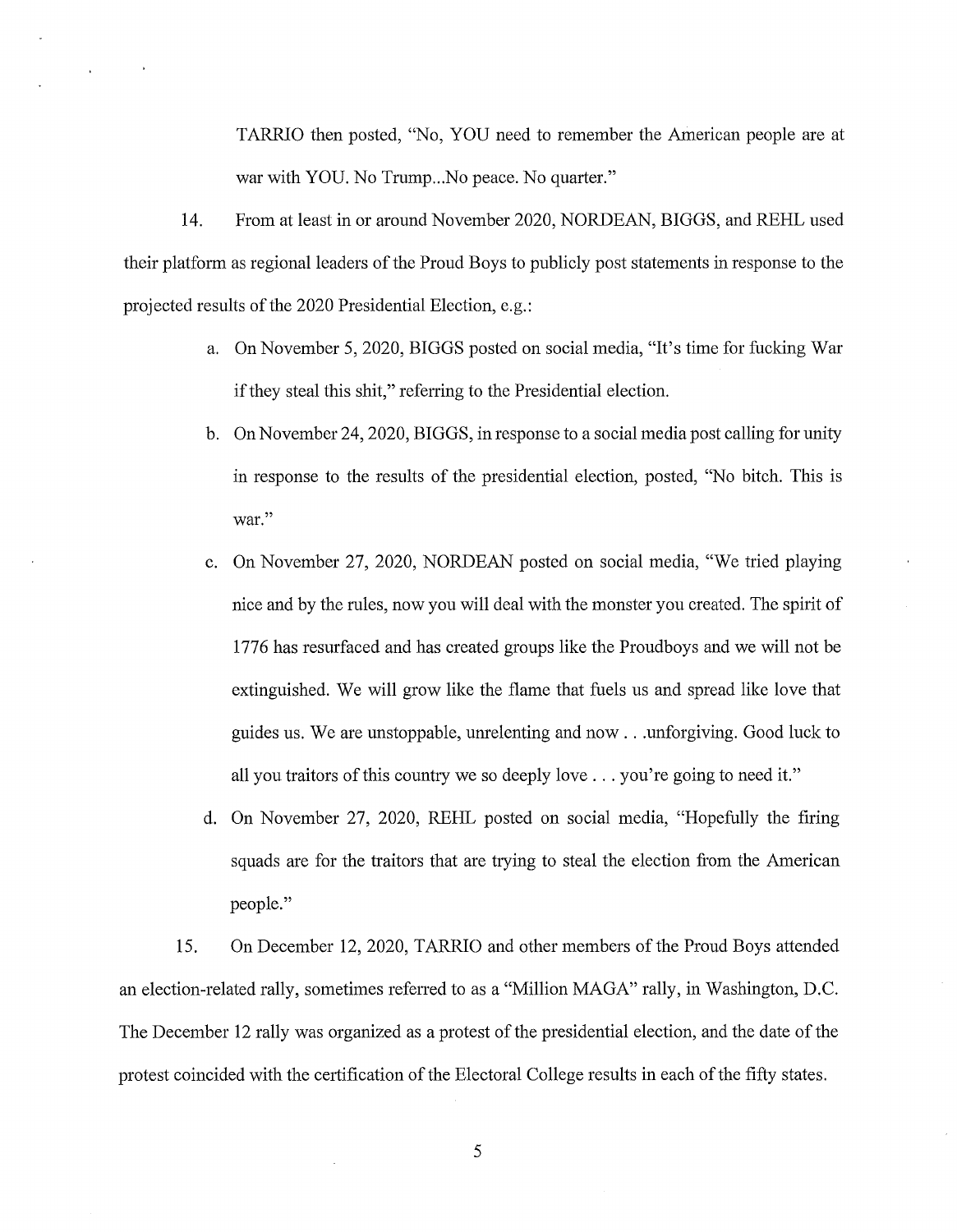TARRIO then posted, "No, YOU need to remember the American people are at war with YOU. No Trump...No peace. No quarter."

14. From at least in or around November 2020, NORDEAN, BIGGS, and REHL used their platform as regional leaders of the Proud Boys to publicly post statements in response to the projected results of the 2020 Presidential Election, e.g.:

a. On November 5, 2020, BIGGS posted on social media, "It's time for fucking War if they steal this shit," referring to the Presidential election.

b. On November 24, 2020, BIGGS, in response to a social media post calling for unity in response to the results of the presidential election, posted, "No bitch. This is war."

c. On November 27, 2020, NORDEAN posted on social media, "We tried playing nice and by the rules, now you will deal with the monster you created. The spirit of 1776 has resurfaced and has created groups like the Proudboys and we will not be extinguished. We will grow like the flame that fuels us and spread like love that guides us. We are unstoppable, unrelenting and now . . .unforgiving. Good luck to all you traitors of this country we so deeply love . . . you're going to need it."

d. On November 27, 2020, REHL posted on social media, "Hopefully the firing squads are for the traitors that are trying to steal the election from the American people."

15. On December 12, 2020, TARRIO and other members of the Proud Boys attended an election-related rally, sometimes referred to as a "Million MAGA" rally, in Washington, D.C. The December 12 rally was organized as a protest of the presidential election, and the date of the protest coincided with the certification of the Electoral College results in each of the fifty states.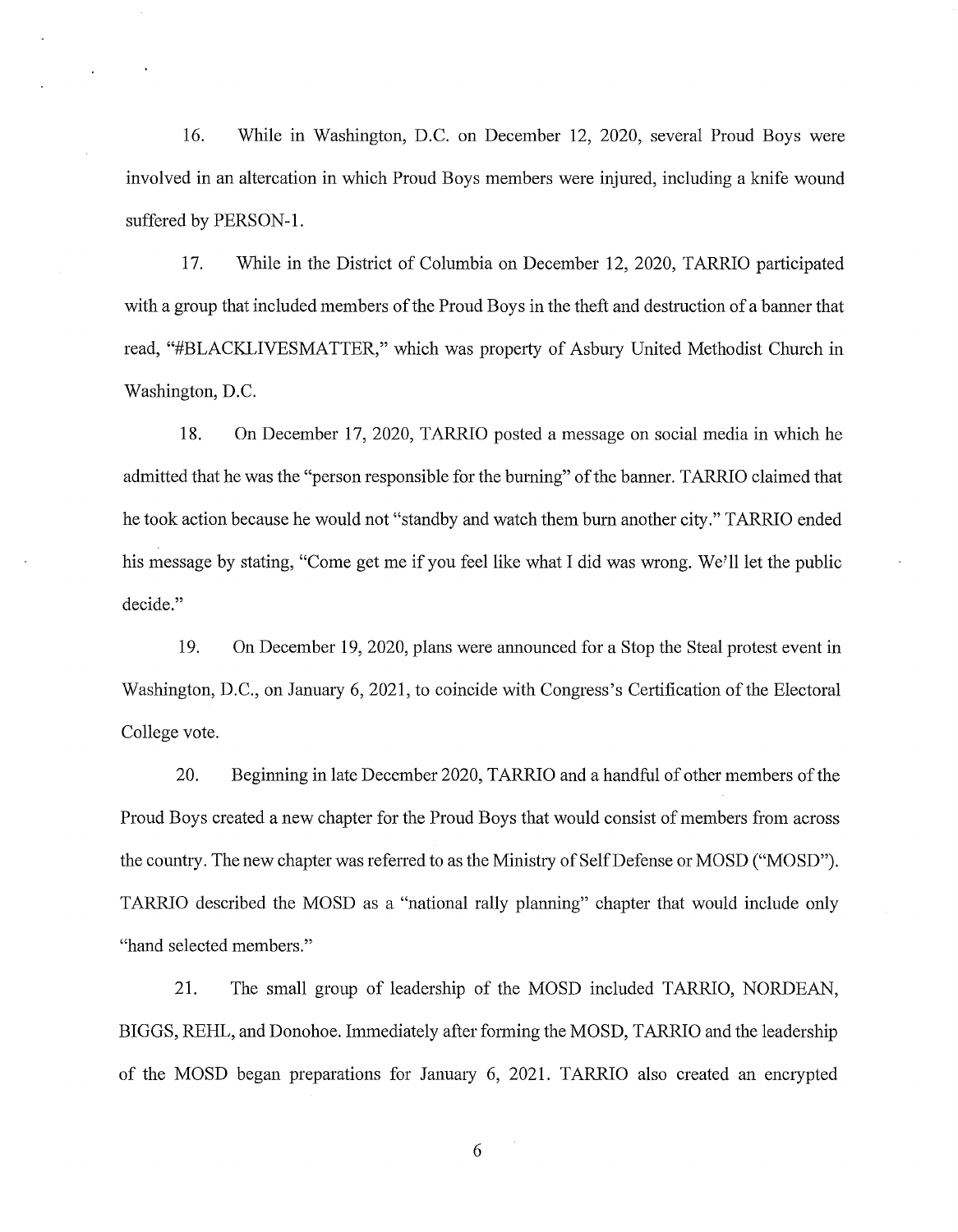16. While in Washington, D.C. on December 12, 2020, several Proud Boys were involved in an altercation in which Proud Boys members were injured, including a knife wound suffered by PERSON-1.

17. While in the District of Columbia on December 12, 2020, TARRIO participated with a group that included members of the Proud Boys in the theft and destruction of a banner that read, "#BLACKLIVESMATTER," which was property of Asbury United Methodist Church in Washington, D.C.

18. On December 17, 2020, TARRIO posted a message on social media in which he admitted that he was the "person responsible for the burning" of the banner. TARRIO claimed that he took action because he would not "standby and watch them burn another city." TARRIO ended his message by stating, "Come get me if you feel like what I did was wrong. We'll let the public decide."

19. On December 19, 2020, plans were announced for a Stop the Steal protest event in Washington, D.C., on January 6, 2021, to coincide with Congress's Certification of the Electoral College vote.

20. Beginning in late December 2020, TARRIO and a handful of other members of the Proud Boys created a new chapter for the Proud Boys that would consist of members from across the country. The new chapter was referred to as the Ministry of Self Defense or MOSD ("MOSD"). TARRIO described the MOSD as a "national rally planning" chapter that would include only "hand selected members."

21. The small group of leadership of the MOSD included TARRIO, NORDEAN, BIGGS, REHL, and Donohoe. Immediately after forming the MOSD, TARRIO and the leadership of the MOSD began preparations for January 6, 2021. TARRIO also created an encrypted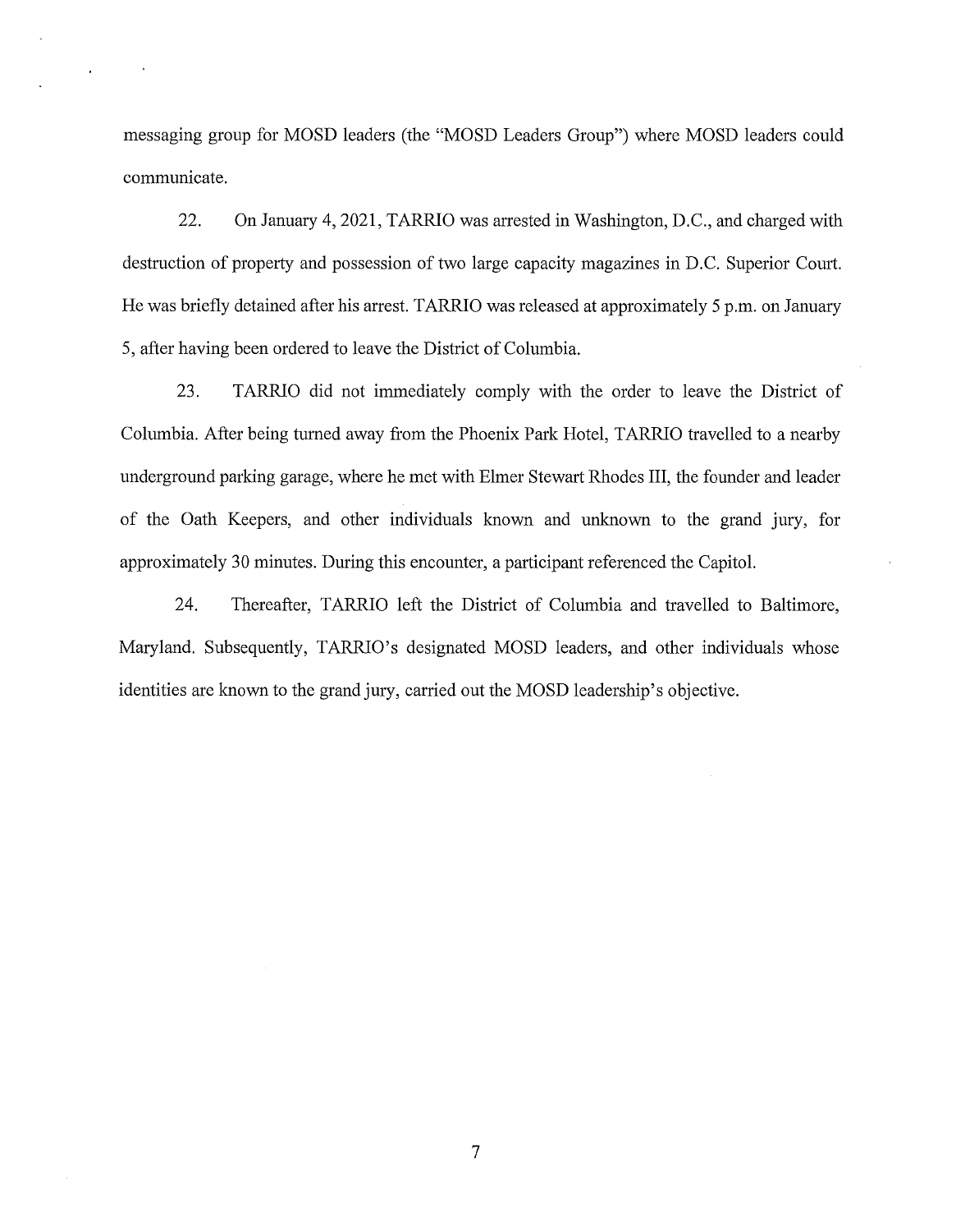messaging group for MOSD leaders (the "MOSD Leaders Group") where MOSD leaders could communicate.

22. On January 4, 2021, TARRIO was arrested in Washington, D.C., and charged with destruction of property and possession of two large capacity magazines in D.C. Superior Court. He was briefly detained after his arrest. TARRIO was released at approximately 5 p.m. on January 5, after having been ordered to leave the District of Columbia.

23. TARRIO did not immediately comply with the order to leave the District of Columbia. After being turned away from the Phoenix Park Hotel, TARRIO travelled to a nearby underground parking garage, where he met with Elmer Stewart Rhodes III, the founder and leader of the Oath Keepers, and other individuals known and unknown to the grand jury, for approximately 30 minutes. During this encounter, a participant referenced the Capitol.

24. Thereafter, TARRIO left the District of Columbia and travelled to Baltimore, Maryland. Subsequently, TARRIO's designated MOSD leaders, and other individuals whose identities are known to the grand jury, carried out the MOSD leadership's objective.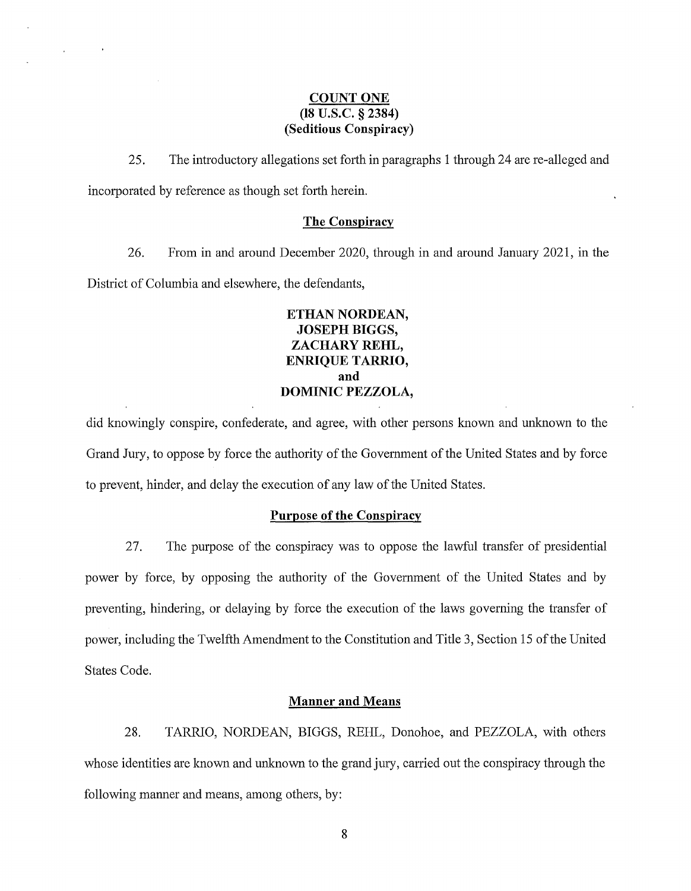**COUNT ONE**
**(18 U.S.C. § 2384)**
**(Seditious Conspiracy)**

25. The introductory allegations set forth in paragraphs 1 through 24 are re-alleged and incorporated by reference as though set forth herein.

**The Conspiracy**

26. From in and around December 2020, through in and around January 2021, in the District of Columbia and elsewhere, the defendants,

**ETHAN NORDEAN,**
**JOSEPH BIGGS,**
**ZACHARY REHL,**
**ENRIQUE TARRIO,**
**and**
**DOMINIC PEZZOLA,**

did knowingly conspire, confederate, and agree, with other persons known and unknown to the Grand Jury, to oppose by force the authority of the Government of the United States and by force to prevent, hinder, and delay the execution of any law of the United States.

**Purpose of the Conspiracy**

27. The purpose of the conspiracy was to oppose the lawful transfer of presidential power by force, by opposing the authority of the Government of the United States and by preventing, hindering, or delaying by force the execution of the laws governing the transfer of power, including the Twelfth Amendment to the Constitution and Title 3, Section 15 of the United States Code.

**Manner and Means**

28. TARRIO, NORDEAN, BIGGS, REHL, Donohoe, and PEZZOLA, with others whose identities are known and unknown to the grand jury, carried out the conspiracy through the following manner and means, among others, by: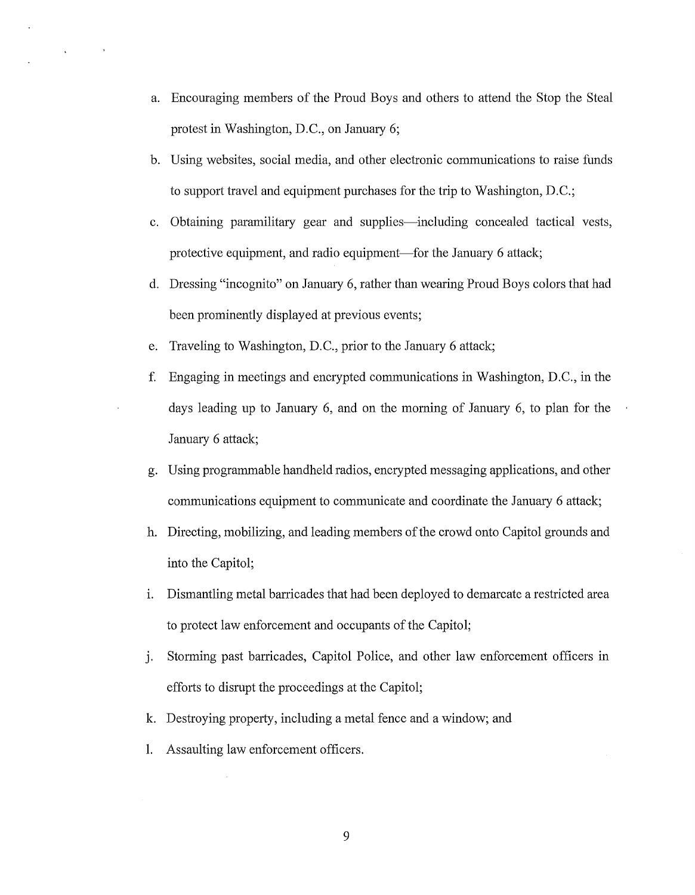a. Encouraging members of the Proud Boys and others to attend the Stop the Steal protest in Washington, D.C., on January 6;

b. Using websites, social media, and other electronic communications to raise funds to support travel and equipment purchases for the trip to Washington, D.C.;

c. Obtaining paramilitary gear and supplies—including concealed tactical vests, protective equipment, and radio equipment—for the January 6 attack;

d. Dressing "incognito" on January 6, rather than wearing Proud Boys colors that had been prominently displayed at previous events;

e. Traveling to Washington, D.C., prior to the January 6 attack;

f. Engaging in meetings and encrypted communications in Washington, D.C., in the days leading up to January 6, and on the morning of January 6, to plan for the January 6 attack;

g. Using programmable handheld radios, encrypted messaging applications, and other communications equipment to communicate and coordinate the January 6 attack;

h. Directing, mobilizing, and leading members of the crowd onto Capitol grounds and into the Capitol;

i. Dismantling metal barricades that had been deployed to demarcate a restricted area to protect law enforcement and occupants of the Capitol;

j. Storming past barricades, Capitol Police, and other law enforcement officers in efforts to disrupt the proceedings at the Capitol;

k. Destroying property, including a metal fence and a window; and

l. Assaulting law enforcement officers.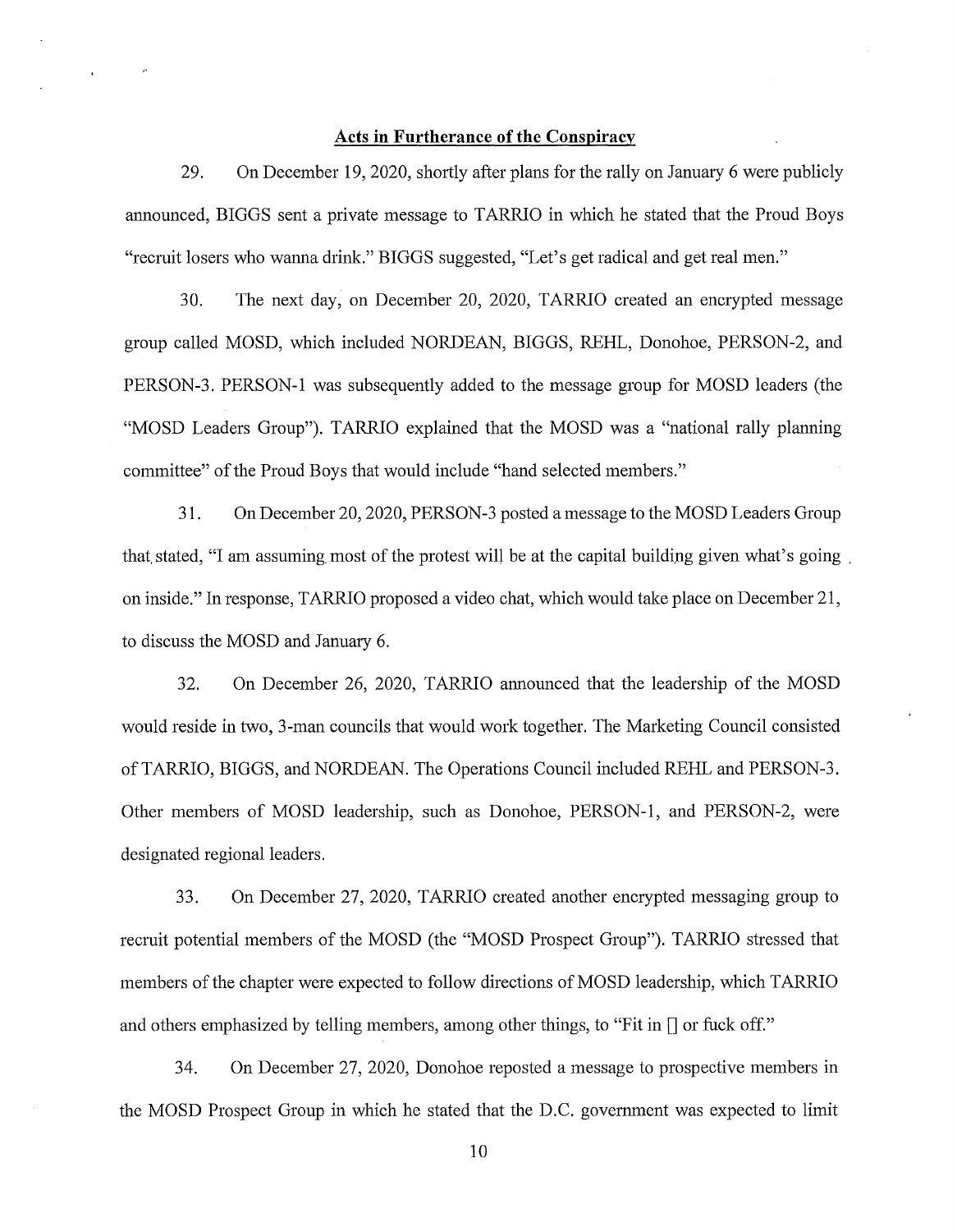## Acts in Furtherance of the Conspiracy

29. On December 19, 2020, shortly after plans for the rally on January 6 were publicly announced, BIGGS sent a private message to TARRIO in which he stated that the Proud Boys "recruit losers who wanna drink." BIGGS suggested, "Let's get radical and get real men."

30. The next day, on December 20, 2020, TARRIO created an encrypted message group called MOSD, which included NORDEAN, BIGGS, REHL, Donohoe, PERSON-2, and PERSON-3. PERSON-1 was subsequently added to the message group for MOSD leaders (the "MOSD Leaders Group"). TARRIO explained that the MOSD was a "national rally planning committee" of the Proud Boys that would include "hand selected members."

31. On December 20, 2020, PERSON-3 posted a message to the MOSD Leaders Group that stated, "I am assuming most of the protest will be at the capital building given what's going on inside." In response, TARRIO proposed a video chat, which would take place on December 21, to discuss the MOSD and January 6.

32. On December 26, 2020, TARRIO announced that the leadership of the MOSD would reside in two, 3-man councils that would work together. The Marketing Council consisted of TARRIO, BIGGS, and NORDEAN. The Operations Council included REHL and PERSON-3. Other members of MOSD leadership, such as Donohoe, PERSON-1, and PERSON-2, were designated regional leaders.

33. On December 27, 2020, TARRIO created another encrypted messaging group to recruit potential members of the MOSD (the "MOSD Prospect Group"). TARRIO stressed that members of the chapter were expected to follow directions of MOSD leadership, which TARRIO and others emphasized by telling members, among other things, to "Fit in [] or fuck off."

34. On December 27, 2020, Donohoe reposted a message to prospective members in the MOSD Prospect Group in which he stated that the D.C. government was expected to limit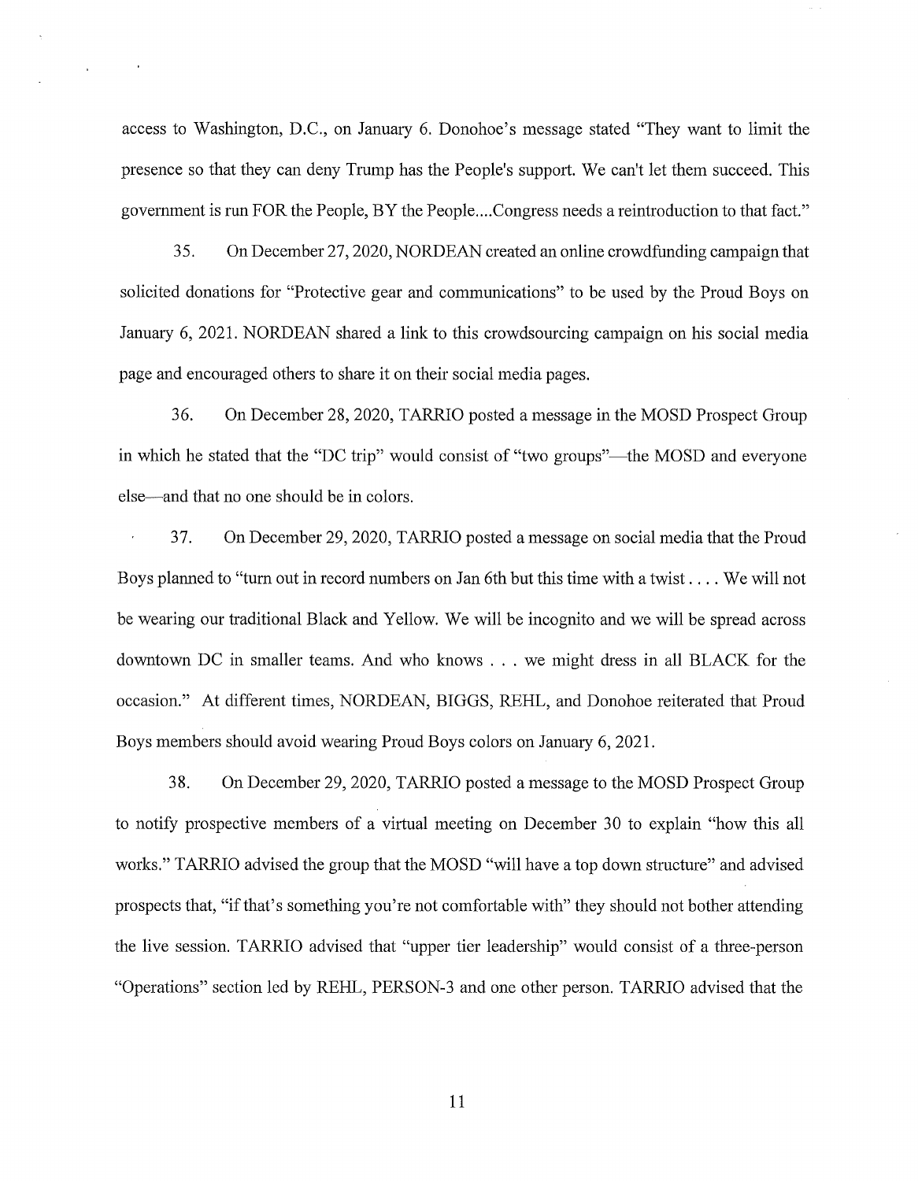access to Washington, D.C., on January 6. Donohoe's message stated "They want to limit the presence so that they can deny Trump has the People's support. We can't let them succeed. This government is run FOR the People, BY the People....Congress needs a reintroduction to that fact."

35. On December 27, 2020, NORDEAN created an online crowdfunding campaign that solicited donations for "Protective gear and communications" to be used by the Proud Boys on January 6, 2021. NORDEAN shared a link to this crowdsourcing campaign on his social media page and encouraged others to share it on their social media pages.

36. On December 28, 2020, TARRIO posted a message in the MOSD Prospect Group in which he stated that the "DC trip" would consist of "two groups"—the MOSD and everyone else—and that no one should be in colors.

37. On December 29, 2020, TARRIO posted a message on social media that the Proud Boys planned to "turn out in record numbers on Jan 6th but this time with a twist . . . . We will not be wearing our traditional Black and Yellow. We will be incognito and we will be spread across downtown DC in smaller teams. And who knows . . . we might dress in all BLACK for the occasion." At different times, NORDEAN, BIGGS, REHL, and Donohoe reiterated that Proud Boys members should avoid wearing Proud Boys colors on January 6, 2021.

38. On December 29, 2020, TARRIO posted a message to the MOSD Prospect Group to notify prospective members of a virtual meeting on December 30 to explain "how this all works." TARRIO advised the group that the MOSD "will have a top down structure" and advised prospects that, "if that's something you're not comfortable with" they should not bother attending the live session. TARRIO advised that "upper tier leadership" would consist of a three-person "Operations" section led by REHL, PERSON-3 and one other person. TARRIO advised that the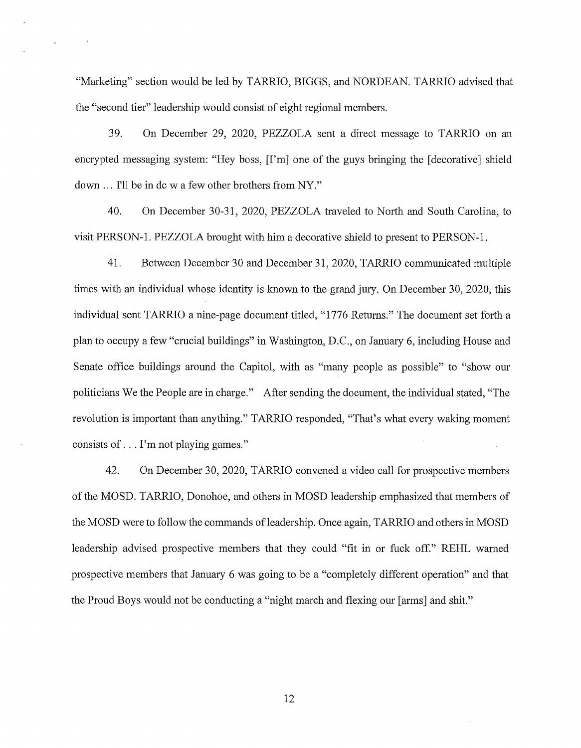"Marketing" section would be led by TARRIO, BIGGS, and NORDEAN. TARRIO advised that the "second tier" leadership would consist of eight regional members.

39. On December 29, 2020, PEZZOLA sent a direct message to TARRIO on an encrypted messaging system: "Hey boss, [I'm] one of the guys bringing the [decorative] shield down … I'll be in dc w a few other brothers from NY."

40. On December 30-31, 2020, PEZZOLA traveled to North and South Carolina, to visit PERSON-1. PEZZOLA brought with him a decorative shield to present to PERSON-1.

41. Between December 30 and December 31, 2020, TARRIO communicated multiple times with an individual whose identity is known to the grand jury. On December 30, 2020, this individual sent TARRIO a nine-page document titled, "1776 Returns." The document set forth a plan to occupy a few "crucial buildings" in Washington, D.C., on January 6, including House and Senate office buildings around the Capitol, with as "many people as possible" to "show our politicians We the People are in charge." After sending the document, the individual stated, "The revolution is important than anything." TARRIO responded, "That's what every waking moment consists of . . . I'm not playing games."

42. On December 30, 2020, TARRIO convened a video call for prospective members of the MOSD. TARRIO, Donohoe, and others in MOSD leadership emphasized that members of the MOSD were to follow the commands of leadership. Once again, TARRIO and others in MOSD leadership advised prospective members that they could "fit in or fuck off." REHL warned prospective members that January 6 was going to be a "completely different operation" and that the Proud Boys would not be conducting a "night march and flexing our [arms] and shit."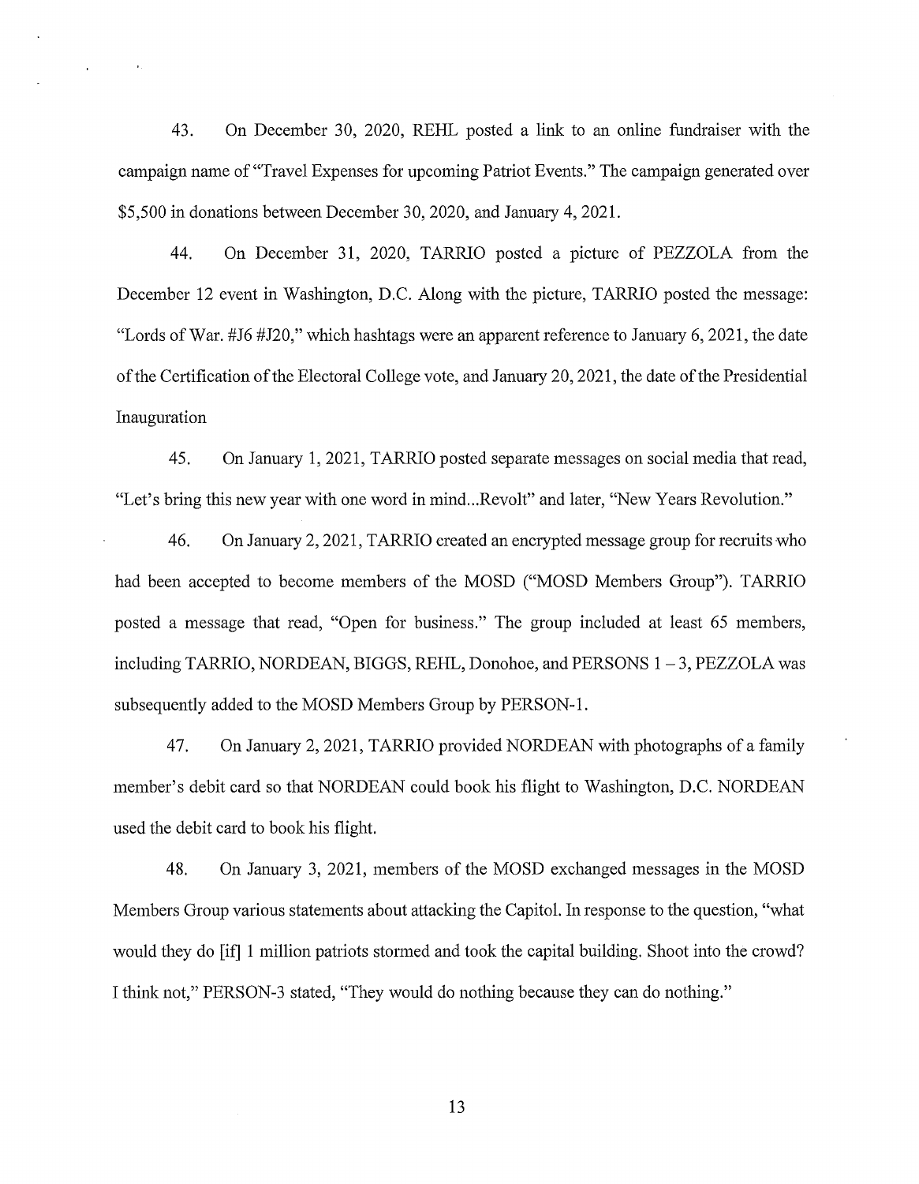43. On December 30, 2020, REHL posted a link to an online fundraiser with the campaign name of "Travel Expenses for upcoming Patriot Events." The campaign generated over $5,500 in donations between December 30, 2020, and January 4, 2021.

44. On December 31, 2020, TARRIO posted a picture of PEZZOLA from the December 12 event in Washington, D.C. Along with the picture, TARRIO posted the message: "Lords of War. #J6 #J20," which hashtags were an apparent reference to January 6, 2021, the date of the Certification of the Electoral College vote, and January 20, 2021, the date of the Presidential Inauguration

45. On January 1, 2021, TARRIO posted separate messages on social media that read, "Let's bring this new year with one word in mind...Revolt" and later, "New Years Revolution."

46. On January 2, 2021, TARRIO created an encrypted message group for recruits who had been accepted to become members of the MOSD ("MOSD Members Group"). TARRIO posted a message that read, "Open for business." The group included at least 65 members, including TARRIO, NORDEAN, BIGGS, REHL, Donohoe, and PERSONS 1 – 3, PEZZOLA was subsequently added to the MOSD Members Group by PERSON-1.

47. On January 2, 2021, TARRIO provided NORDEAN with photographs of a family member's debit card so that NORDEAN could book his flight to Washington, D.C. NORDEAN used the debit card to book his flight.

48. On January 3, 2021, members of the MOSD exchanged messages in the MOSD Members Group various statements about attacking the Capitol. In response to the question, "what would they do [if] 1 million patriots stormed and took the capital building. Shoot into the crowd? I think not," PERSON-3 stated, "They would do nothing because they can do nothing."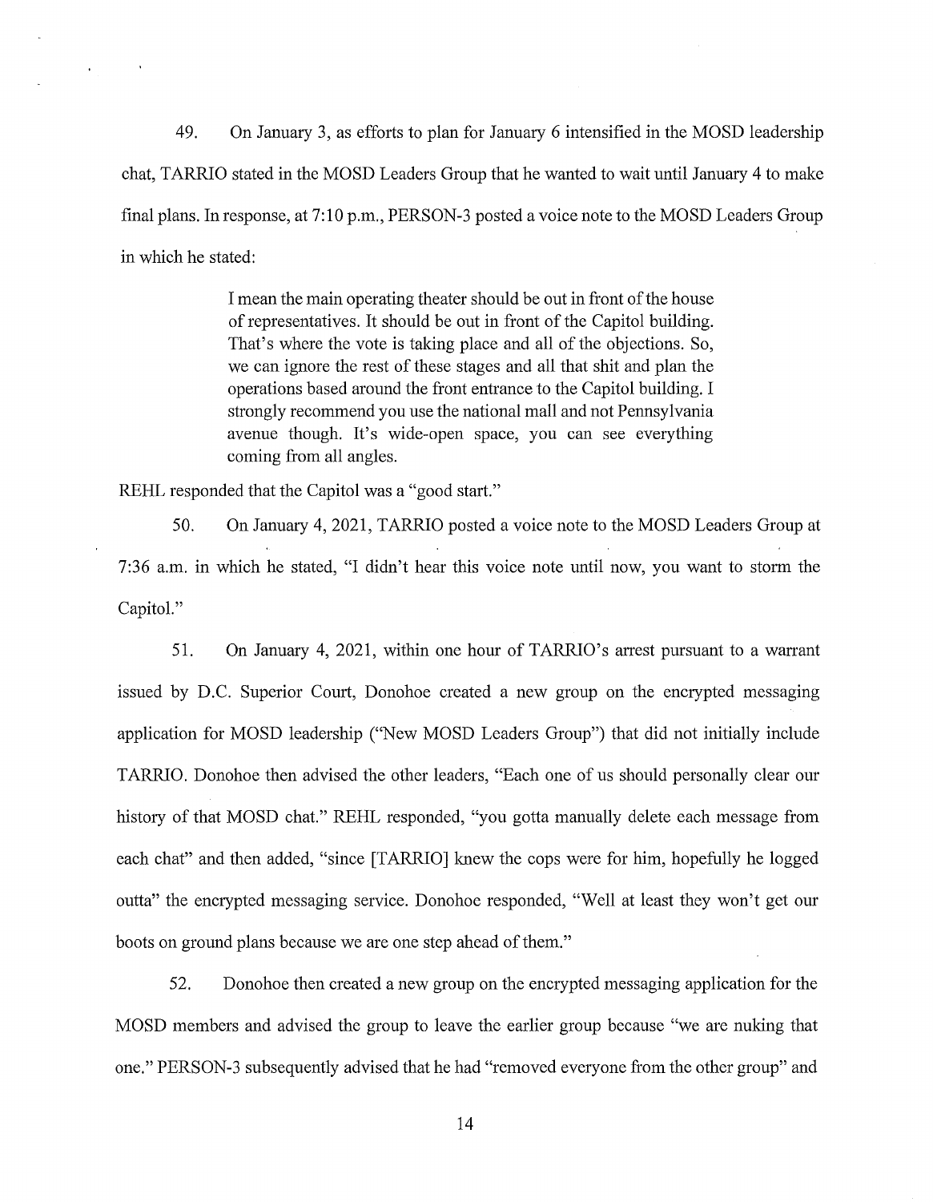49. On January 3, as efforts to plan for January 6 intensified in the MOSD leadership chat, TARRIO stated in the MOSD Leaders Group that he wanted to wait until January 4 to make final plans. In response, at 7:10 p.m., PERSON-3 posted a voice note to the MOSD Leaders Group in which he stated:

> I mean the main operating theater should be out in front of the house of representatives. It should be out in front of the Capitol building. That's where the vote is taking place and all of the objections. So, we can ignore the rest of these stages and all that shit and plan the operations based around the front entrance to the Capitol building. I strongly recommend you use the national mall and not Pennsylvania avenue though. It's wide-open space, you can see everything coming from all angles.

REHL responded that the Capitol was a "good start."

50. On January 4, 2021, TARRIO posted a voice note to the MOSD Leaders Group at 7:36 a.m. in which he stated, "I didn't hear this voice note until now, you want to storm the Capitol."

51. On January 4, 2021, within one hour of TARRIO's arrest pursuant to a warrant issued by D.C. Superior Court, Donohoe created a new group on the encrypted messaging application for MOSD leadership ("New MOSD Leaders Group") that did not initially include TARRIO. Donohoe then advised the other leaders, "Each one of us should personally clear our history of that MOSD chat." REHL responded, "you gotta manually delete each message from each chat" and then added, "since [TARRIO] knew the cops were for him, hopefully he logged outta" the encrypted messaging service. Donohoe responded, "Well at least they won't get our boots on ground plans because we are one step ahead of them."

52. Donohoe then created a new group on the encrypted messaging application for the MOSD members and advised the group to leave the earlier group because "we are nuking that one." PERSON-3 subsequently advised that he had "removed everyone from the other group" and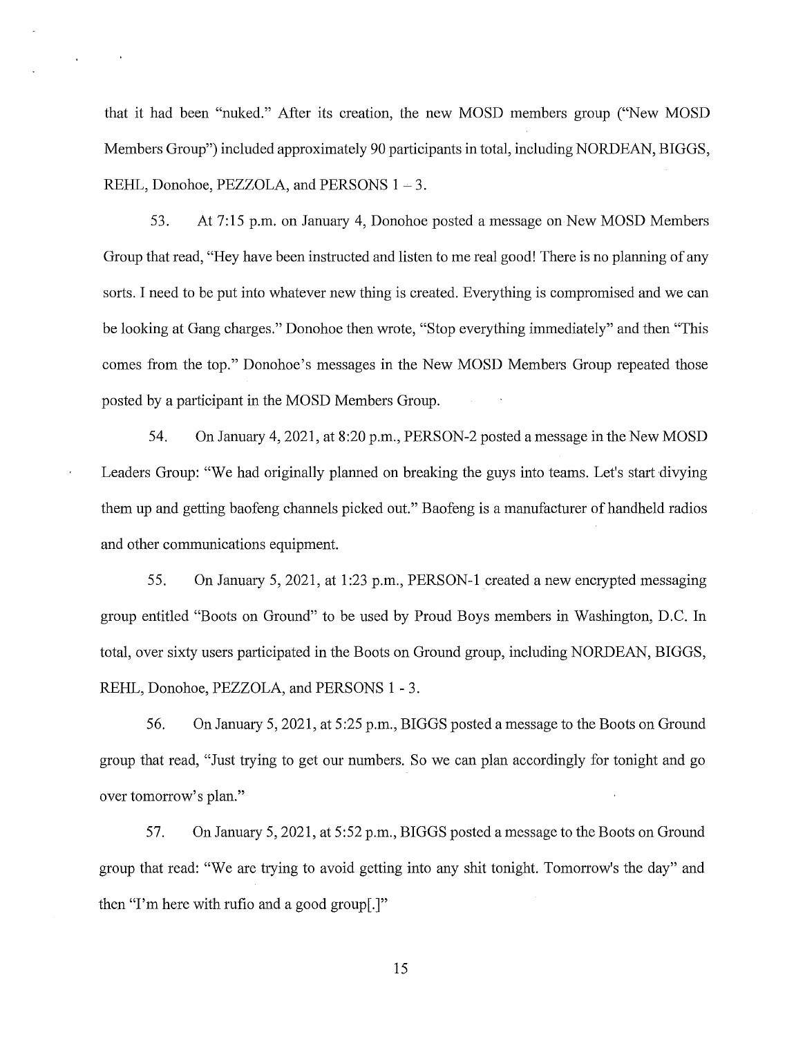that it had been "nuked." After its creation, the new MOSD members group ("New MOSD Members Group") included approximately 90 participants in total, including NORDEAN, BIGGS, REHL, Donohoe, PEZZOLA, and PERSONS 1 – 3.

53. At 7:15 p.m. on January 4, Donohoe posted a message on New MOSD Members Group that read, "Hey have been instructed and listen to me real good! There is no planning of any sorts. I need to be put into whatever new thing is created. Everything is compromised and we can be looking at Gang charges." Donohoe then wrote, "Stop everything immediately" and then "This comes from the top." Donohoe's messages in the New MOSD Members Group repeated those posted by a participant in the MOSD Members Group.

54. On January 4, 2021, at 8:20 p.m., PERSON-2 posted a message in the New MOSD Leaders Group: "We had originally planned on breaking the guys into teams. Let's start divying them up and getting baofeng channels picked out." Baofeng is a manufacturer of handheld radios and other communications equipment.

55. On January 5, 2021, at 1:23 p.m., PERSON-1 created a new encrypted messaging group entitled "Boots on Ground" to be used by Proud Boys members in Washington, D.C. In total, over sixty users participated in the Boots on Ground group, including NORDEAN, BIGGS, REHL, Donohoe, PEZZOLA, and PERSONS 1 - 3.

56. On January 5, 2021, at 5:25 p.m., BIGGS posted a message to the Boots on Ground group that read, "Just trying to get our numbers. So we can plan accordingly for tonight and go over tomorrow's plan."

57. On January 5, 2021, at 5:52 p.m., BIGGS posted a message to the Boots on Ground group that read: "We are trying to avoid getting into any shit tonight. Tomorrow's the day" and then "I'm here with rufio and a good group[.]"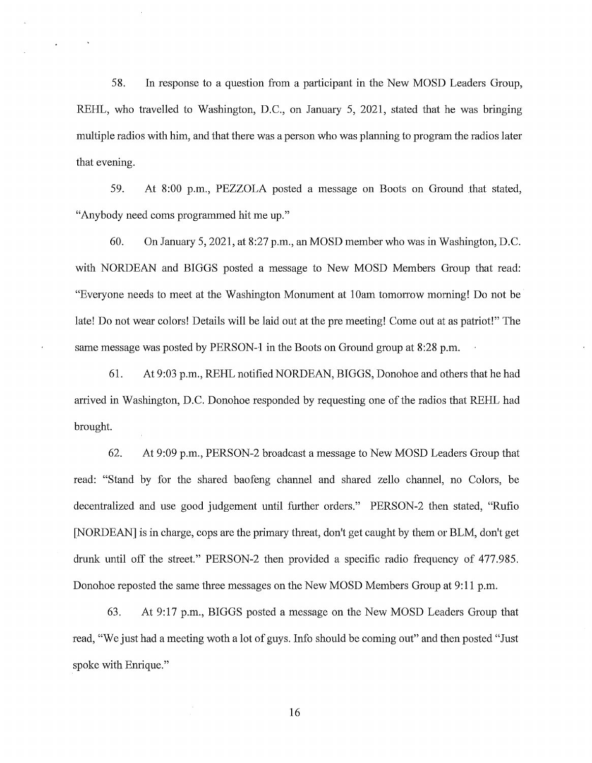58. In response to a question from a participant in the New MOSD Leaders Group, REHL, who travelled to Washington, D.C., on January 5, 2021, stated that he was bringing multiple radios with him, and that there was a person who was planning to program the radios later that evening.

59. At 8:00 p.m., PEZZOLA posted a message on Boots on Ground that stated, "Anybody need coms programmed hit me up."

60. On January 5, 2021, at 8:27 p.m., an MOSD member who was in Washington, D.C. with NORDEAN and BIGGS posted a message to New MOSD Members Group that read: "Everyone needs to meet at the Washington Monument at 10am tomorrow morning! Do not be late! Do not wear colors! Details will be laid out at the pre meeting! Come out at as patriot!" The same message was posted by PERSON-1 in the Boots on Ground group at 8:28 p.m.

61. At 9:03 p.m., REHL notified NORDEAN, BIGGS, Donohoe and others that he had arrived in Washington, D.C. Donohoe responded by requesting one of the radios that REHL had brought.

62. At 9:09 p.m., PERSON-2 broadcast a message to New MOSD Leaders Group that read: "Stand by for the shared baofeng channel and shared zello channel, no Colors, be decentralized and use good judgement until further orders." PERSON-2 then stated, "Rufio [NORDEAN] is in charge, cops are the primary threat, don't get caught by them or BLM, don't get drunk until off the street." PERSON-2 then provided a specific radio frequency of 477.985. Donohoe reposted the same three messages on the New MOSD Members Group at 9:11 p.m.

63. At 9:17 p.m., BIGGS posted a message on the New MOSD Leaders Group that read, "We just had a meeting woth a lot of guys. Info should be coming out" and then posted "Just spoke with Enrique."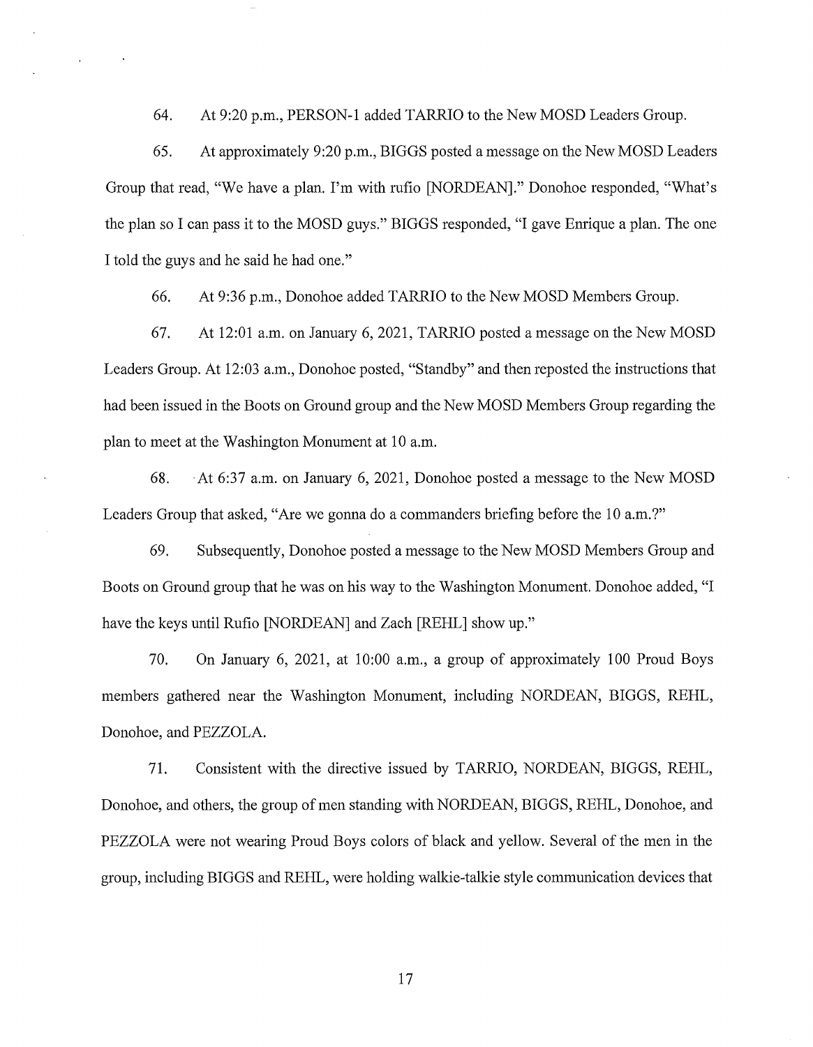64. At 9:20 p.m., PERSON-1 added TARRIO to the New MOSD Leaders Group.

65. At approximately 9:20 p.m., BIGGS posted a message on the New MOSD Leaders Group that read, "We have a plan. I'm with rufio [NORDEAN]." Donohoe responded, "What's the plan so I can pass it to the MOSD guys." BIGGS responded, "I gave Enrique a plan. The one I told the guys and he said he had one."

66. At 9:36 p.m., Donohoe added TARRIO to the New MOSD Members Group.

67. At 12:01 a.m. on January 6, 2021, TARRIO posted a message on the New MOSD Leaders Group. At 12:03 a.m., Donohoe posted, "Standby" and then reposted the instructions that had been issued in the Boots on Ground group and the New MOSD Members Group regarding the plan to meet at the Washington Monument at 10 a.m.

68. At 6:37 a.m. on January 6, 2021, Donohoe posted a message to the New MOSD Leaders Group that asked, "Are we gonna do a commanders briefing before the 10 a.m.?"

69. Subsequently, Donohoe posted a message to the New MOSD Members Group and Boots on Ground group that he was on his way to the Washington Monument. Donohoe added, "I have the keys until Rufio [NORDEAN] and Zach [REHL] show up."

70. On January 6, 2021, at 10:00 a.m., a group of approximately 100 Proud Boys members gathered near the Washington Monument, including NORDEAN, BIGGS, REHL, Donohoe, and PEZZOLA.

71. Consistent with the directive issued by TARRIO, NORDEAN, BIGGS, REHL, Donohoe, and others, the group of men standing with NORDEAN, BIGGS, REHL, Donohoe, and PEZZOLA were not wearing Proud Boys colors of black and yellow. Several of the men in the group, including BIGGS and REHL, were holding walkie-talkie style communication devices that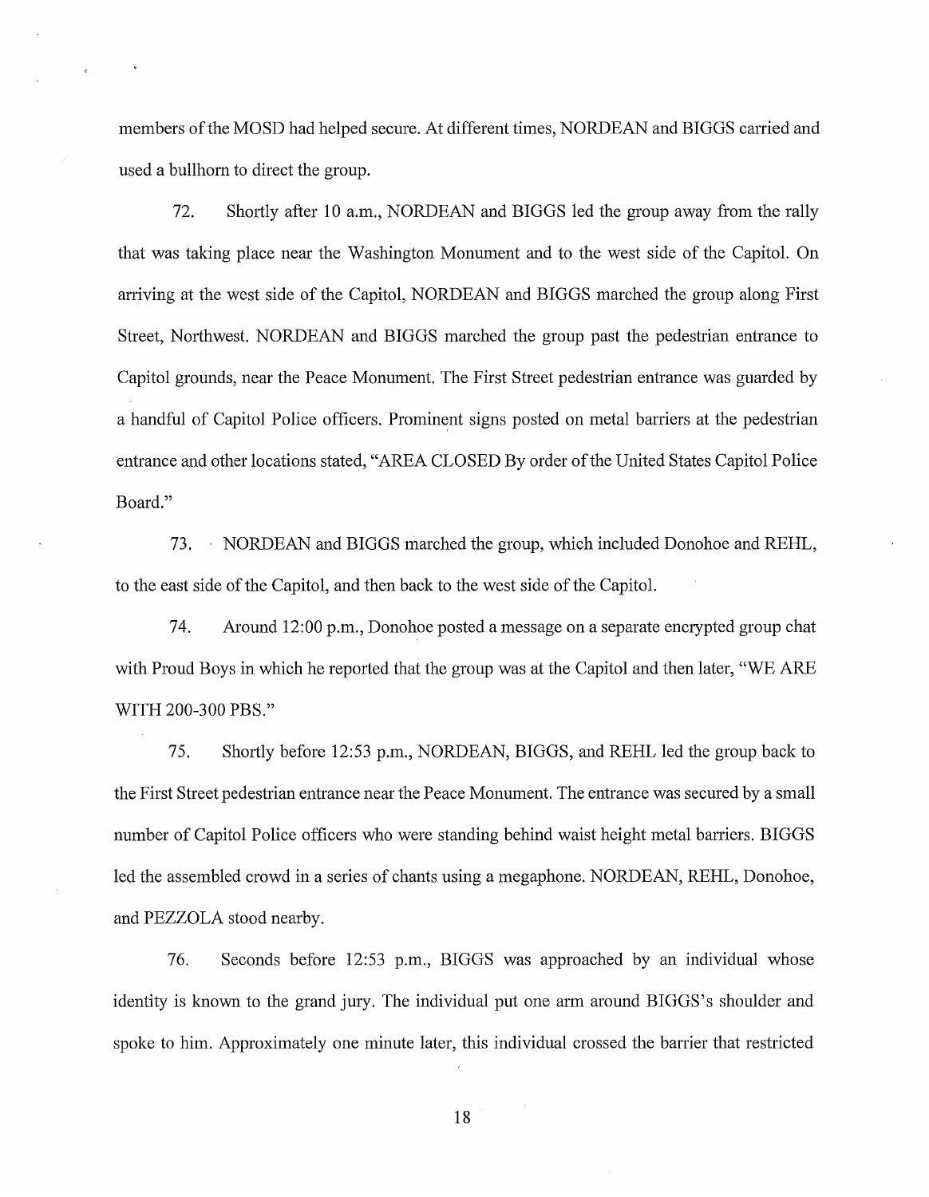members of the MOSD had helped secure. At different times, NORDEAN and BIGGS carried and used a bullhorn to direct the group.

72. Shortly after 10 a.m., NORDEAN and BIGGS led the group away from the rally that was taking place near the Washington Monument and to the west side of the Capitol. On arriving at the west side of the Capitol, NORDEAN and BIGGS marched the group along First Street, Northwest. NORDEAN and BIGGS marched the group past the pedestrian entrance to Capitol grounds, near the Peace Monument. The First Street pedestrian entrance was guarded by a handful of Capitol Police officers. Prominent signs posted on metal barriers at the pedestrian entrance and other locations stated, "AREA CLOSED By order of the United States Capitol Police Board."

73. NORDEAN and BIGGS marched the group, which included Donohoe and REHL, to the east side of the Capitol, and then back to the west side of the Capitol.

74. Around 12:00 p.m., Donohoe posted a message on a separate encrypted group chat with Proud Boys in which he reported that the group was at the Capitol and then later, "WE ARE WITH 200-300 PBS."

75. Shortly before 12:53 p.m., NORDEAN, BIGGS, and REHL led the group back to the First Street pedestrian entrance near the Peace Monument. The entrance was secured by a small number of Capitol Police officers who were standing behind waist height metal barriers. BIGGS led the assembled crowd in a series of chants using a megaphone. NORDEAN, REHL, Donohoe, and PEZZOLA stood nearby.

76. Seconds before 12:53 p.m., BIGGS was approached by an individual whose identity is known to the grand jury. The individual put one arm around BIGGS's shoulder and spoke to him. Approximately one minute later, this individual crossed the barrier that restricted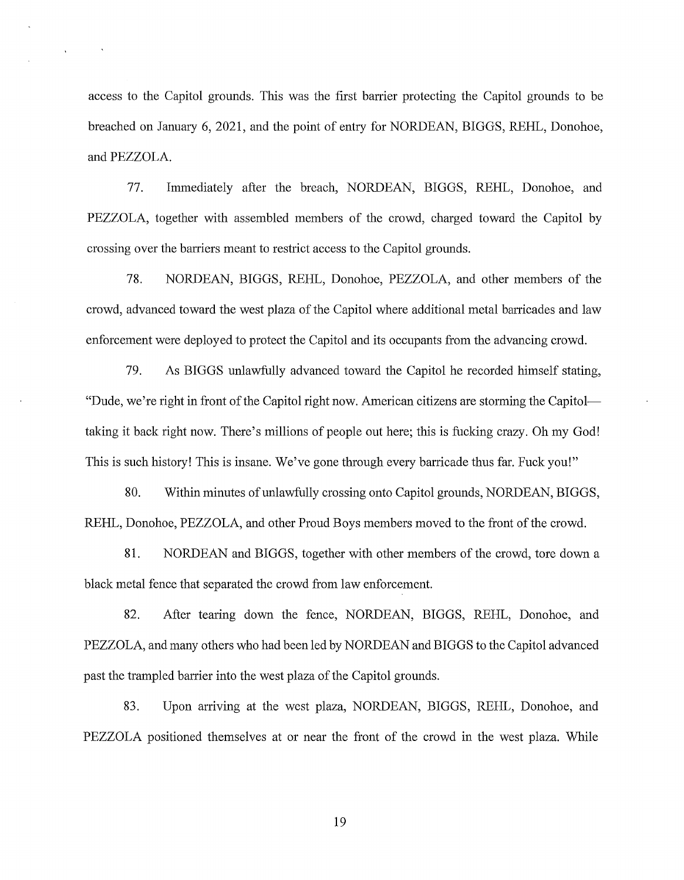access to the Capitol grounds. This was the first barrier protecting the Capitol grounds to be breached on January 6, 2021, and the point of entry for NORDEAN, BIGGS, REHL, Donohoe, and PEZZOLA.

77. Immediately after the breach, NORDEAN, BIGGS, REHL, Donohoe, and PEZZOLA, together with assembled members of the crowd, charged toward the Capitol by crossing over the barriers meant to restrict access to the Capitol grounds.

78. NORDEAN, BIGGS, REHL, Donohoe, PEZZOLA, and other members of the crowd, advanced toward the west plaza of the Capitol where additional metal barricades and law enforcement were deployed to protect the Capitol and its occupants from the advancing crowd.

79. As BIGGS unlawfully advanced toward the Capitol he recorded himself stating, "Dude, we're right in front of the Capitol right now. American citizens are storming the Capitol—taking it back right now. There's millions of people out here; this is fucking crazy. Oh my God! This is such history! This is insane. We've gone through every barricade thus far. Fuck you!"

80. Within minutes of unlawfully crossing onto Capitol grounds, NORDEAN, BIGGS, REHL, Donohoe, PEZZOLA, and other Proud Boys members moved to the front of the crowd.

81. NORDEAN and BIGGS, together with other members of the crowd, tore down a black metal fence that separated the crowd from law enforcement.

82. After tearing down the fence, NORDEAN, BIGGS, REHL, Donohoe, and PEZZOLA, and many others who had been led by NORDEAN and BIGGS to the Capitol advanced past the trampled barrier into the west plaza of the Capitol grounds.

83. Upon arriving at the west plaza, NORDEAN, BIGGS, REHL, Donohoe, and PEZZOLA positioned themselves at or near the front of the crowd in the west plaza. While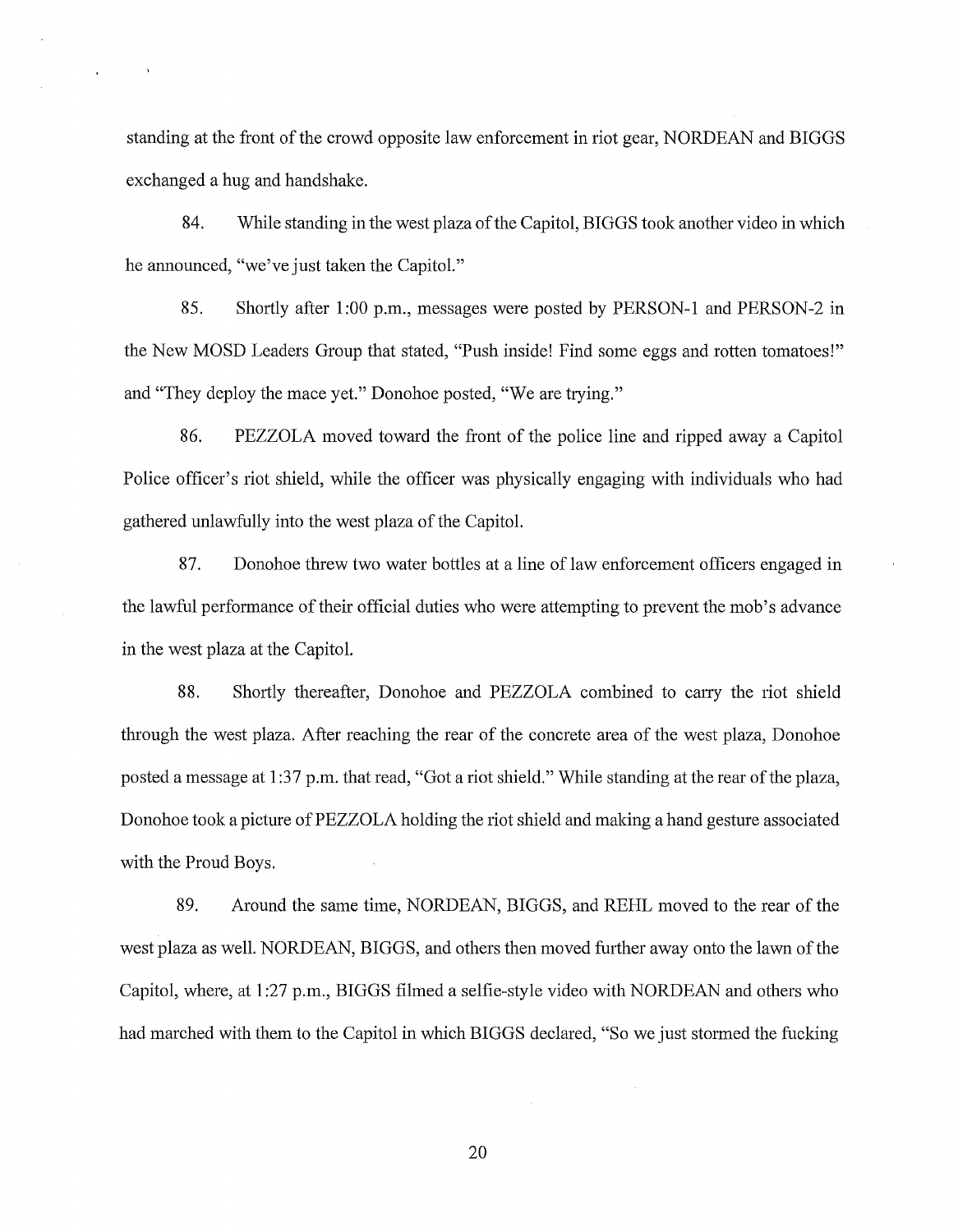standing at the front of the crowd opposite law enforcement in riot gear, NORDEAN and BIGGS exchanged a hug and handshake.

84. While standing in the west plaza of the Capitol, BIGGS took another video in which he announced, "we've just taken the Capitol."

85. Shortly after 1:00 p.m., messages were posted by PERSON-1 and PERSON-2 in the New MOSD Leaders Group that stated, "Push inside! Find some eggs and rotten tomatoes!" and "They deploy the mace yet." Donohoe posted, "We are trying."

86. PEZZOLA moved toward the front of the police line and ripped away a Capitol Police officer's riot shield, while the officer was physically engaging with individuals who had gathered unlawfully into the west plaza of the Capitol.

87. Donohoe threw two water bottles at a line of law enforcement officers engaged in the lawful performance of their official duties who were attempting to prevent the mob's advance in the west plaza at the Capitol.

88. Shortly thereafter, Donohoe and PEZZOLA combined to carry the riot shield through the west plaza. After reaching the rear of the concrete area of the west plaza, Donohoe posted a message at 1:37 p.m. that read, "Got a riot shield." While standing at the rear of the plaza, Donohoe took a picture of PEZZOLA holding the riot shield and making a hand gesture associated with the Proud Boys.

89. Around the same time, NORDEAN, BIGGS, and REHL moved to the rear of the west plaza as well. NORDEAN, BIGGS, and others then moved further away onto the lawn of the Capitol, where, at 1:27 p.m., BIGGS filmed a selfie-style video with NORDEAN and others who had marched with them to the Capitol in which BIGGS declared, "So we just stormed the fucking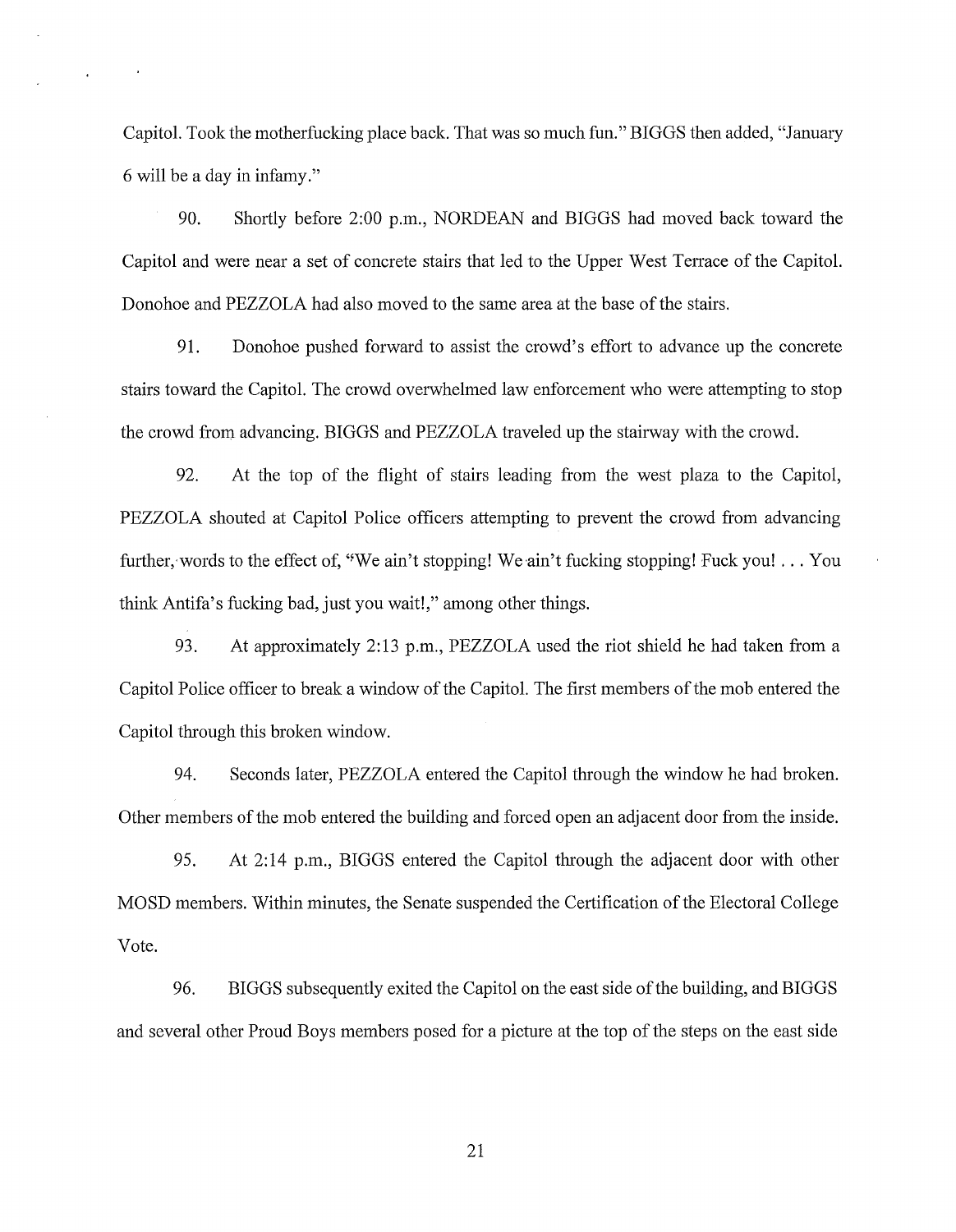Capitol. Took the motherfucking place back. That was so much fun." BIGGS then added, "January 6 will be a day in infamy."

90. Shortly before 2:00 p.m., NORDEAN and BIGGS had moved back toward the Capitol and were near a set of concrete stairs that led to the Upper West Terrace of the Capitol. Donohoe and PEZZOLA had also moved to the same area at the base of the stairs.

91. Donohoe pushed forward to assist the crowd's effort to advance up the concrete stairs toward the Capitol. The crowd overwhelmed law enforcement who were attempting to stop the crowd from advancing. BIGGS and PEZZOLA traveled up the stairway with the crowd.

92. At the top of the flight of stairs leading from the west plaza to the Capitol, PEZZOLA shouted at Capitol Police officers attempting to prevent the crowd from advancing further, words to the effect of, "We ain't stopping! We ain't fucking stopping! Fuck you! . . . You think Antifa's fucking bad, just you wait!," among other things.

93. At approximately 2:13 p.m., PEZZOLA used the riot shield he had taken from a Capitol Police officer to break a window of the Capitol. The first members of the mob entered the Capitol through this broken window.

94. Seconds later, PEZZOLA entered the Capitol through the window he had broken. Other members of the mob entered the building and forced open an adjacent door from the inside.

95. At 2:14 p.m., BIGGS entered the Capitol through the adjacent door with other MOSD members. Within minutes, the Senate suspended the Certification of the Electoral College Vote.

96. BIGGS subsequently exited the Capitol on the east side of the building, and BIGGS and several other Proud Boys members posed for a picture at the top of the steps on the east side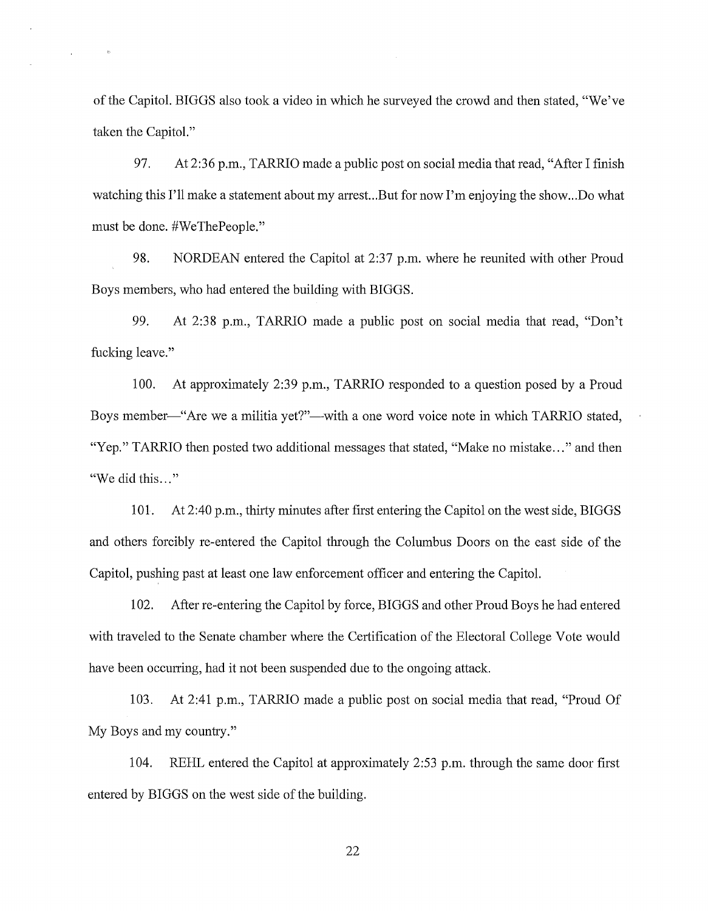of the Capitol. BIGGS also took a video in which he surveyed the crowd and then stated, "We've taken the Capitol."

97. At 2:36 p.m., TARRIO made a public post on social media that read, "After I finish watching this I'll make a statement about my arrest...But for now I'm enjoying the show...Do what must be done. #WeThePeople."

98. NORDEAN entered the Capitol at 2:37 p.m. where he reunited with other Proud Boys members, who had entered the building with BIGGS.

99. At 2:38 p.m., TARRIO made a public post on social media that read, "Don't fucking leave."

100. At approximately 2:39 p.m., TARRIO responded to a question posed by a Proud Boys member—"Are we a militia yet?"—with a one word voice note in which TARRIO stated, "Yep." TARRIO then posted two additional messages that stated, "Make no mistake…" and then "We did this…"

101. At 2:40 p.m., thirty minutes after first entering the Capitol on the west side, BIGGS and others forcibly re-entered the Capitol through the Columbus Doors on the east side of the Capitol, pushing past at least one law enforcement officer and entering the Capitol.

102. After re-entering the Capitol by force, BIGGS and other Proud Boys he had entered with traveled to the Senate chamber where the Certification of the Electoral College Vote would have been occurring, had it not been suspended due to the ongoing attack.

103. At 2:41 p.m., TARRIO made a public post on social media that read, "Proud Of My Boys and my country."

104. REHL entered the Capitol at approximately 2:53 p.m. through the same door first entered by BIGGS on the west side of the building.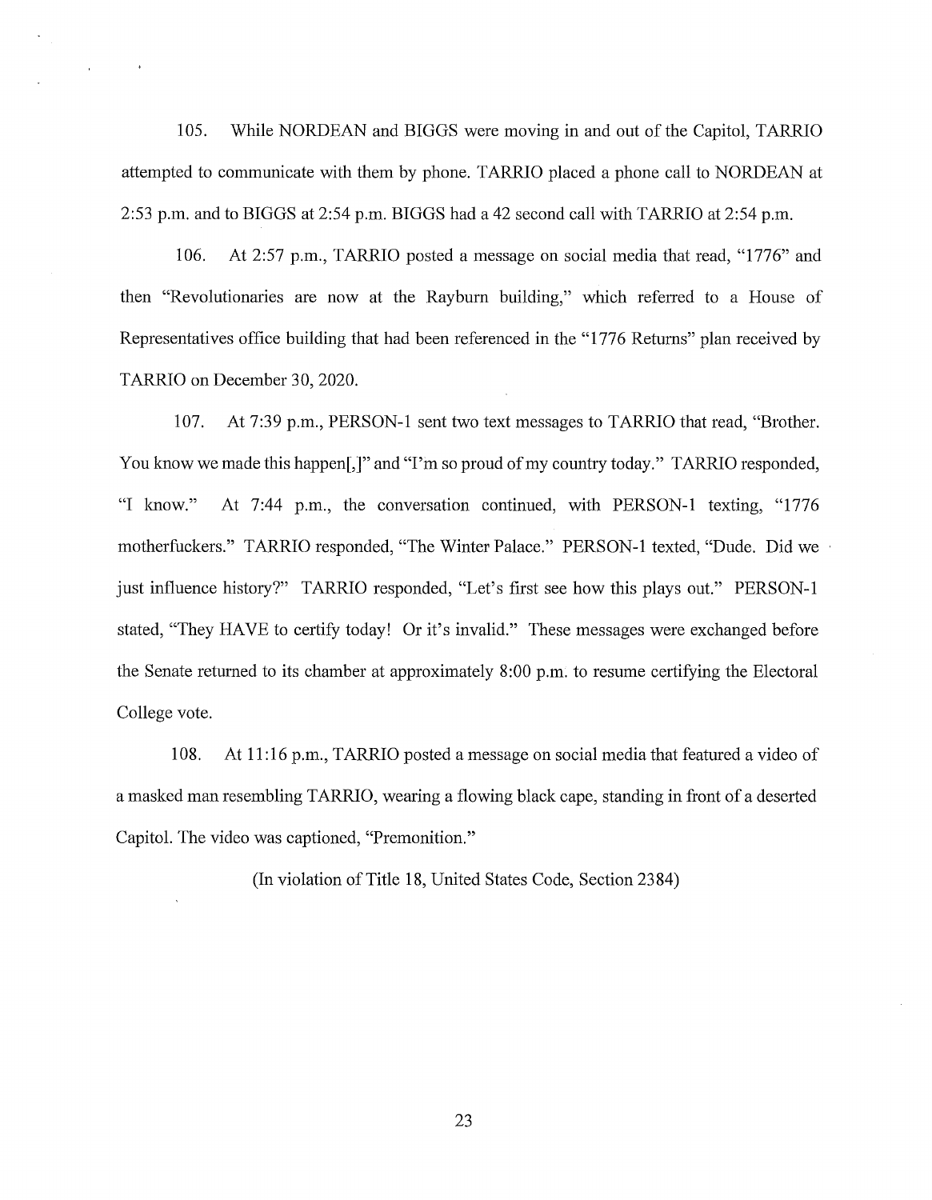105. While NORDEAN and BIGGS were moving in and out of the Capitol, TARRIO attempted to communicate with them by phone. TARRIO placed a phone call to NORDEAN at 2:53 p.m. and to BIGGS at 2:54 p.m. BIGGS had a 42 second call with TARRIO at 2:54 p.m.

106. At 2:57 p.m., TARRIO posted a message on social media that read, "1776" and then "Revolutionaries are now at the Rayburn building," which referred to a House of Representatives office building that had been referenced in the "1776 Returns" plan received by TARRIO on December 30, 2020.

107. At 7:39 p.m., PERSON-1 sent two text messages to TARRIO that read, "Brother. You know we made this happen[,]" and "I'm so proud of my country today." TARRIO responded, "I know." At 7:44 p.m., the conversation continued, with PERSON-1 texting, "1776 motherfuckers." TARRIO responded, "The Winter Palace." PERSON-1 texted, "Dude. Did we just influence history?" TARRIO responded, "Let's first see how this plays out." PERSON-1 stated, "They HAVE to certify today! Or it's invalid." These messages were exchanged before the Senate returned to its chamber at approximately 8:00 p.m. to resume certifying the Electoral College vote.

108. At 11:16 p.m., TARRIO posted a message on social media that featured a video of a masked man resembling TARRIO, wearing a flowing black cape, standing in front of a deserted Capitol. The video was captioned, "Premonition."

(In violation of Title 18, United States Code, Section 2384)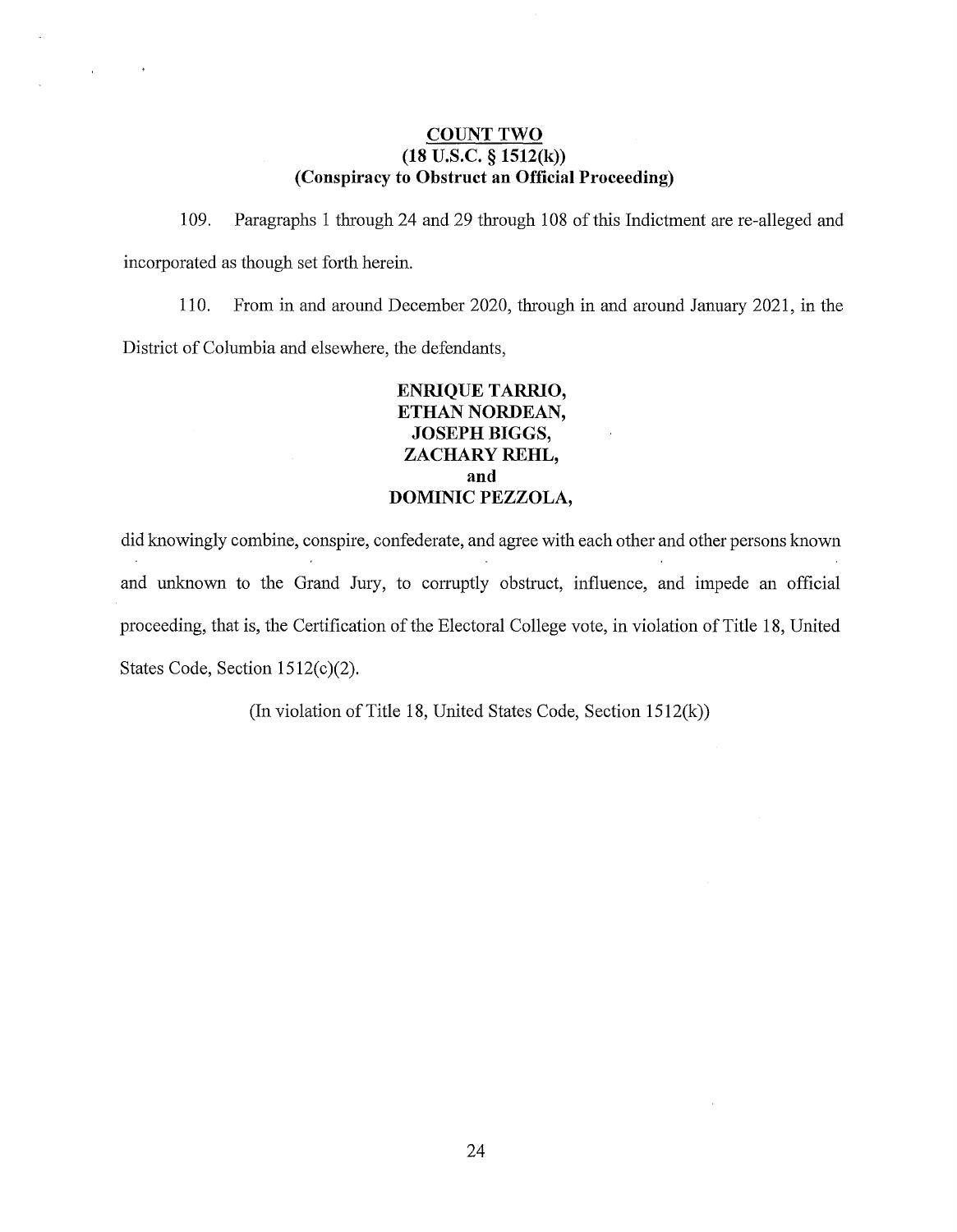## COUNT TWO
## (18 U.S.C. § 1512(k))
## (Conspiracy to Obstruct an Official Proceeding)

109. Paragraphs 1 through 24 and 29 through 108 of this Indictment are re-alleged and incorporated as though set forth herein.

110. From in and around December 2020, through in and around January 2021, in the District of Columbia and elsewhere, the defendants,

**ENRIQUE TARRIO,**
**ETHAN NORDEAN,**
**JOSEPH BIGGS,**
**ZACHARY REHL,**
**and**
**DOMINIC PEZZOLA,**

did knowingly combine, conspire, confederate, and agree with each other and other persons known and unknown to the Grand Jury, to corruptly obstruct, influence, and impede an official proceeding, that is, the Certification of the Electoral College vote, in violation of Title 18, United States Code, Section 1512(c)(2).

(In violation of Title 18, United States Code, Section 1512(k))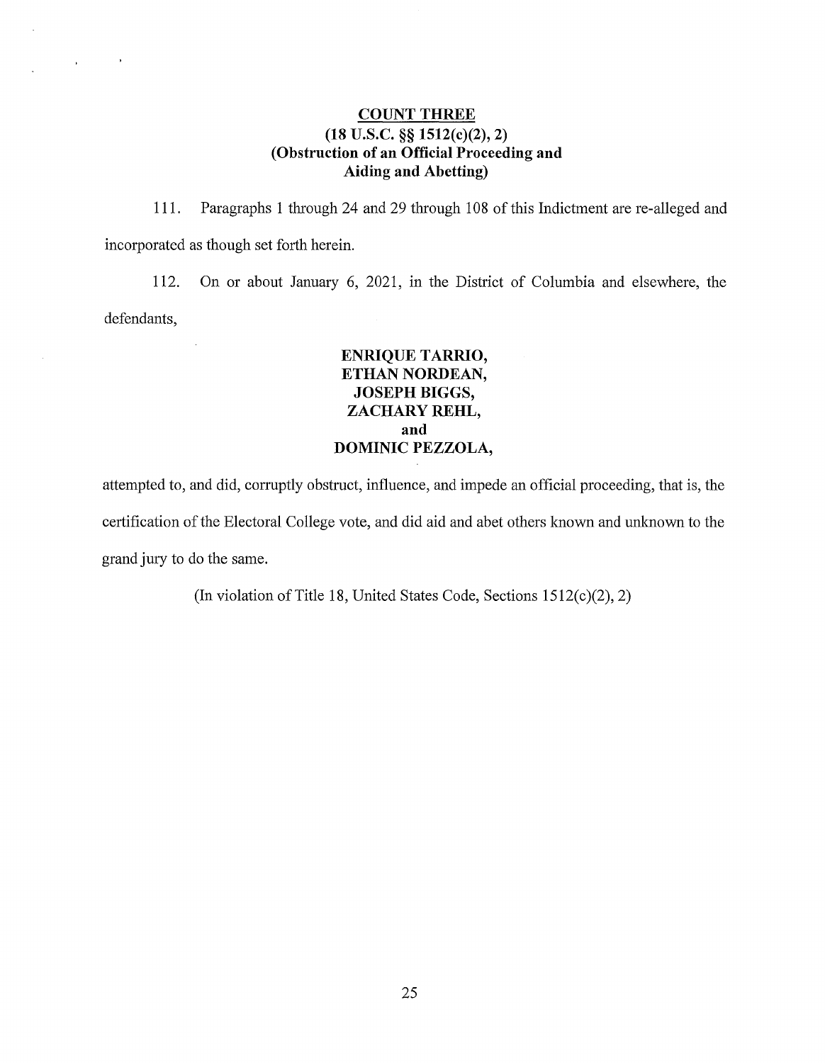## COUNT THREE

**(18 U.S.C. §§ 1512(c)(2), 2)**
**(Obstruction of an Official Proceeding and Aiding and Abetting)**

111. Paragraphs 1 through 24 and 29 through 108 of this Indictment are re-alleged and incorporated as though set forth herein.

112. On or about January 6, 2021, in the District of Columbia and elsewhere, the defendants,

**ENRIQUE TARRIO,**
**ETHAN NORDEAN,**
**JOSEPH BIGGS,**
**ZACHARY REHL,**
**and**
**DOMINIC PEZZOLA,**

attempted to, and did, corruptly obstruct, influence, and impede an official proceeding, that is, the certification of the Electoral College vote, and did aid and abet others known and unknown to the grand jury to do the same.

(In violation of Title 18, United States Code, Sections 1512(c)(2), 2)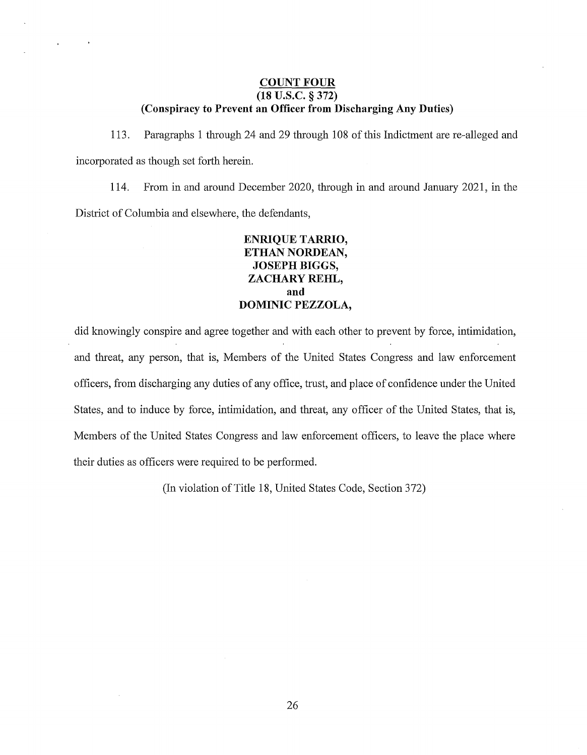**COUNT FOUR**
**(18 U.S.C. § 372)**
**(Conspiracy to Prevent an Officer from Discharging Any Duties)**

113. Paragraphs 1 through 24 and 29 through 108 of this Indictment are re-alleged and incorporated as though set forth herein.

114. From in and around December 2020, through in and around January 2021, in the District of Columbia and elsewhere, the defendants,

**ENRIQUE TARRIO,**
**ETHAN NORDEAN,**
**JOSEPH BIGGS,**
**ZACHARY REHL,**
**and**
**DOMINIC PEZZOLA,**

did knowingly conspire and agree together and with each other to prevent by force, intimidation, and threat, any person, that is, Members of the United States Congress and law enforcement officers, from discharging any duties of any office, trust, and place of confidence under the United States, and to induce by force, intimidation, and threat, any officer of the United States, that is, Members of the United States Congress and law enforcement officers, to leave the place where their duties as officers were required to be performed.

(In violation of Title 18, United States Code, Section 372)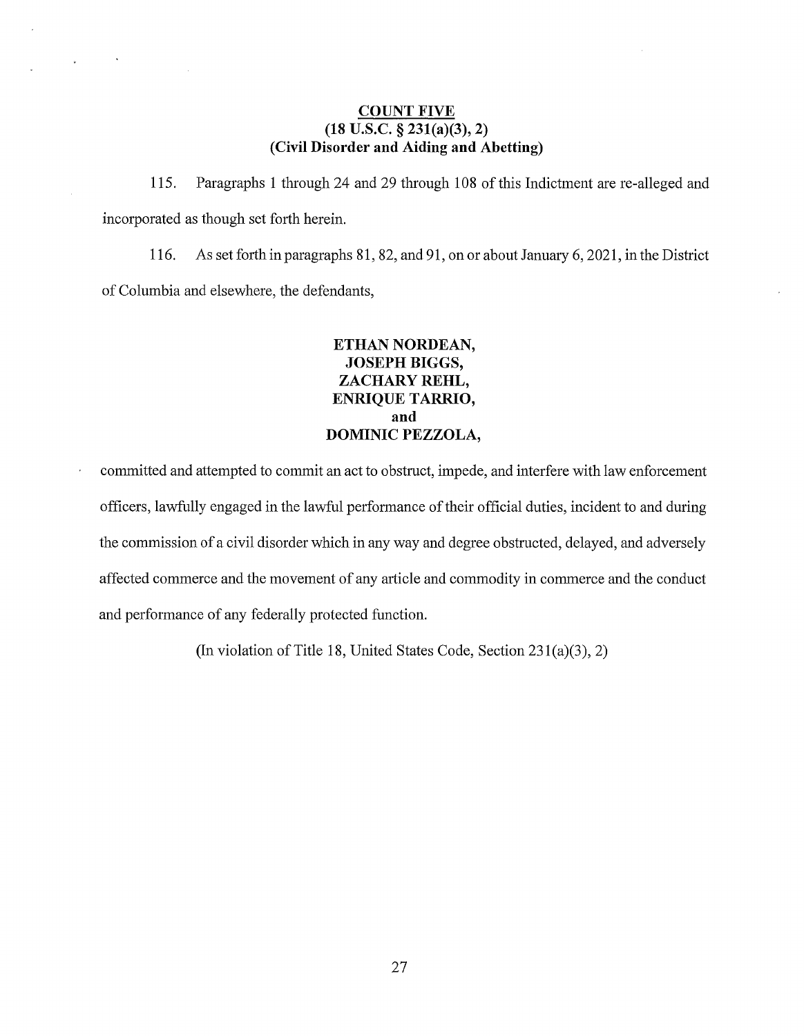## COUNT FIVE
## (18 U.S.C. § 231(a)(3), 2)
## (Civil Disorder and Aiding and Abetting)

115. Paragraphs 1 through 24 and 29 through 108 of this Indictment are re-alleged and incorporated as though set forth herein.

116. As set forth in paragraphs 81, 82, and 91, on or about January 6, 2021, in the District of Columbia and elsewhere, the defendants,

**ETHAN NORDEAN,**
**JOSEPH BIGGS,**
**ZACHARY REHL,**
**ENRIQUE TARRIO,**
**and**
**DOMINIC PEZZOLA,**

committed and attempted to commit an act to obstruct, impede, and interfere with law enforcement officers, lawfully engaged in the lawful performance of their official duties, incident to and during the commission of a civil disorder which in any way and degree obstructed, delayed, and adversely affected commerce and the movement of any article and commodity in commerce and the conduct and performance of any federally protected function.

(In violation of Title 18, United States Code, Section 231(a)(3), 2)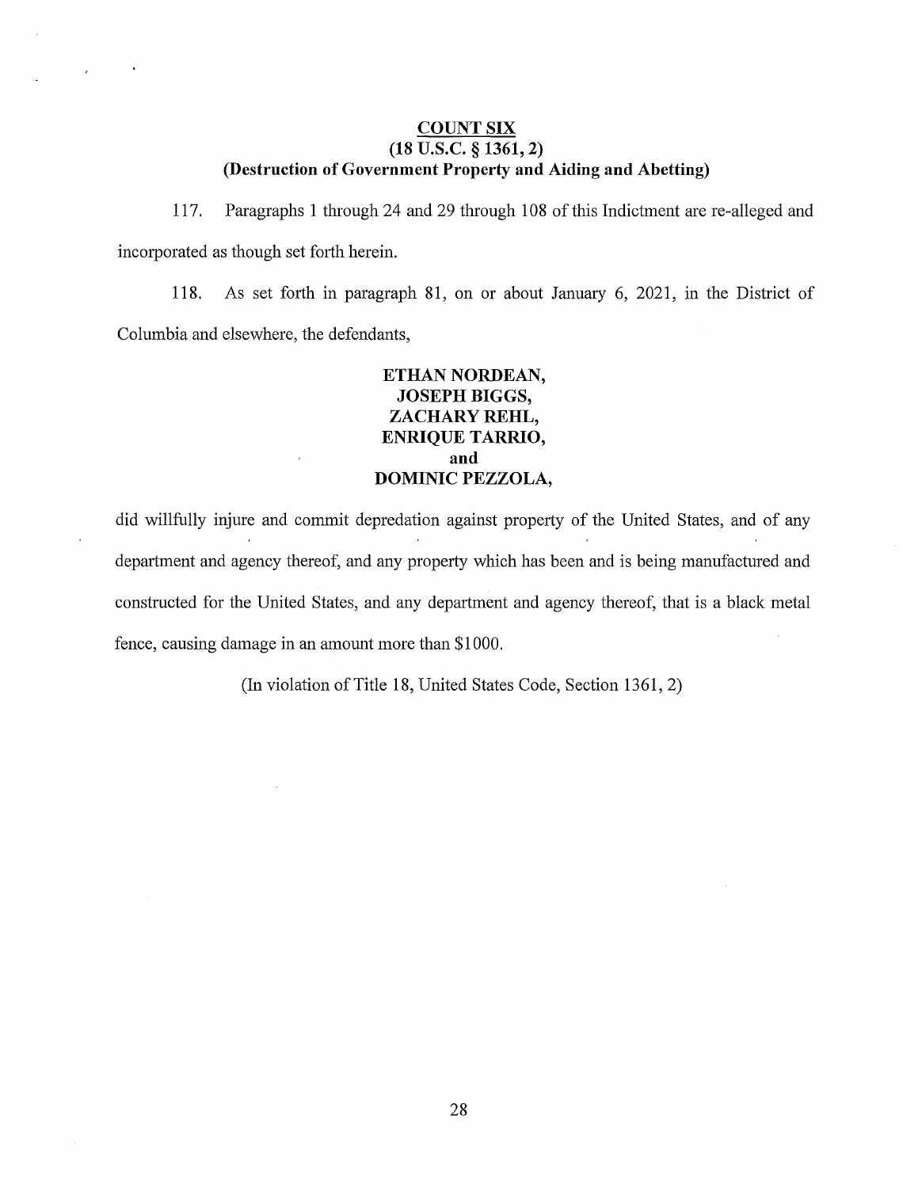## COUNT SIX
### (18 U.S.C. § 1361, 2)
### (Destruction of Government Property and Aiding and Abetting)

117. Paragraphs 1 through 24 and 29 through 108 of this Indictment are re-alleged and incorporated as though set forth herein.

118. As set forth in paragraph 81, on or about January 6, 2021, in the District of Columbia and elsewhere, the defendants,

**ETHAN NORDEAN,**
**JOSEPH BIGGS,**
**ZACHARY REHL,**
**ENRIQUE TARRIO,**
**and**
**DOMINIC PEZZOLA,**

did willfully injure and commit depredation against property of the United States, and of any department and agency thereof, and any property which has been and is being manufactured and constructed for the United States, and any department and agency thereof, that is a black metal fence, causing damage in an amount more than $1000.

(In violation of Title 18, United States Code, Section 1361, 2)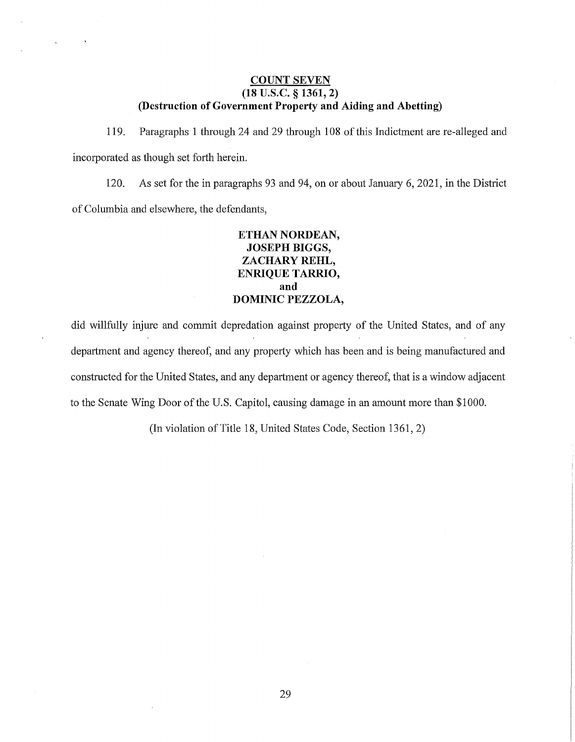**COUNT SEVEN**
**(18 U.S.C. § 1361, 2)**
**(Destruction of Government Property and Aiding and Abetting)**

119. Paragraphs 1 through 24 and 29 through 108 of this Indictment are re-alleged and incorporated as though set forth herein.

120. As set for the in paragraphs 93 and 94, on or about January 6, 2021, in the District of Columbia and elsewhere, the defendants,

**ETHAN NORDEAN,**
**JOSEPH BIGGS,**
**ZACHARY REHL,**
**ENRIQUE TARRIO,**
**and**
**DOMINIC PEZZOLA,**

did willfully injure and commit depredation against property of the United States, and of any department and agency thereof, and any property which has been and is being manufactured and constructed for the United States, and any department or agency thereof, that is a window adjacent to the Senate Wing Door of the U.S. Capitol, causing damage in an amount more than $1000.

(In violation of Title 18, United States Code, Section 1361, 2)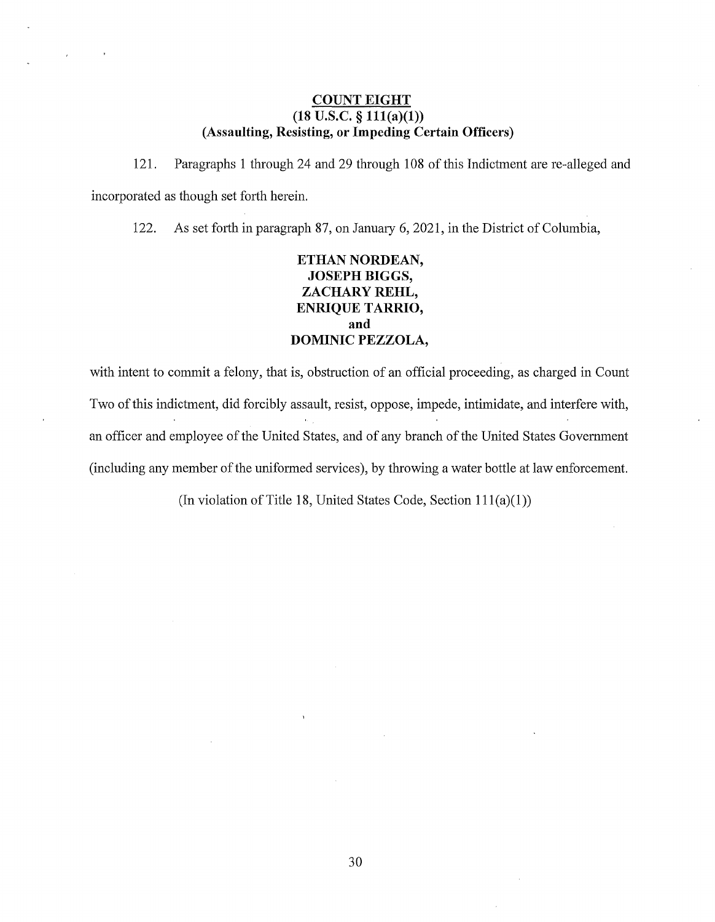**COUNT EIGHT**
**(18 U.S.C. § 111(a)(1))**
**(Assaulting, Resisting, or Impeding Certain Officers)**

121. Paragraphs 1 through 24 and 29 through 108 of this Indictment are re-alleged and incorporated as though set forth herein.

122. As set forth in paragraph 87, on January 6, 2021, in the District of Columbia,

**ETHAN NORDEAN,**
**JOSEPH BIGGS,**
**ZACHARY REHL,**
**ENRIQUE TARRIO,**
**and**
**DOMINIC PEZZOLA,**

with intent to commit a felony, that is, obstruction of an official proceeding, as charged in Count Two of this indictment, did forcibly assault, resist, oppose, impede, intimidate, and interfere with, an officer and employee of the United States, and of any branch of the United States Government (including any member of the uniformed services), by throwing a water bottle at law enforcement.

(In violation of Title 18, United States Code, Section 111(a)(1))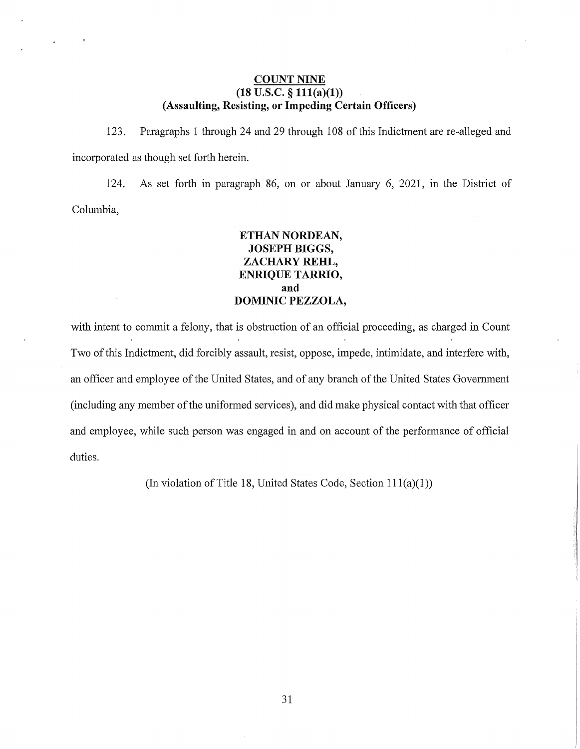**COUNT NINE**
**(18 U.S.C. § 111(a)(1))**
**(Assaulting, Resisting, or Impeding Certain Officers)**

123. Paragraphs 1 through 24 and 29 through 108 of this Indictment are re-alleged and incorporated as though set forth herein.

124. As set forth in paragraph 86, on or about January 6, 2021, in the District of Columbia,

**ETHAN NORDEAN,**
**JOSEPH BIGGS,**
**ZACHARY REHL,**
**ENRIQUE TARRIO,**
**and**
**DOMINIC PEZZOLA,**

with intent to commit a felony, that is obstruction of an official proceeding, as charged in Count Two of this Indictment, did forcibly assault, resist, oppose, impede, intimidate, and interfere with, an officer and employee of the United States, and of any branch of the United States Government (including any member of the uniformed services), and did make physical contact with that officer and employee, while such person was engaged in and on account of the performance of official duties.

(In violation of Title 18, United States Code, Section 111(a)(1))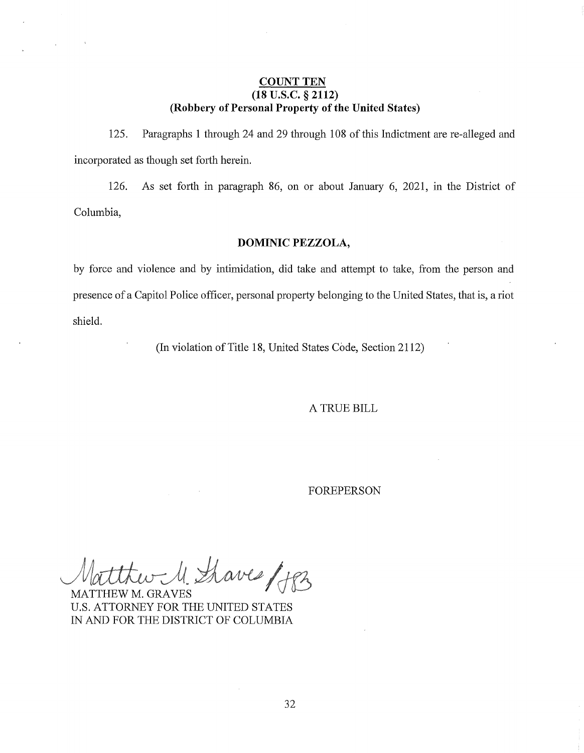**COUNT TEN**
**(18 U.S.C. § 2112)**
**(Robbery of Personal Property of the United States)**

125. Paragraphs 1 through 24 and 29 through 108 of this Indictment are re-alleged and incorporated as though set forth herein.

126. As set forth in paragraph 86, on or about January 6, 2021, in the District of Columbia,

**DOMINIC PEZZOLA,**

by force and violence and by intimidation, did take and attempt to take, from the person and presence of a Capitol Police officer, personal property belonging to the United States, that is, a riot shield.

(In violation of Title 18, United States Code, Section 2112)

A TRUE BILL

FOREPERSON

Matthew M. Graves /JB

MATTHEW M. GRAVES
U.S. ATTORNEY FOR THE UNITED STATES
IN AND FOR THE DISTRICT OF COLUMBIA